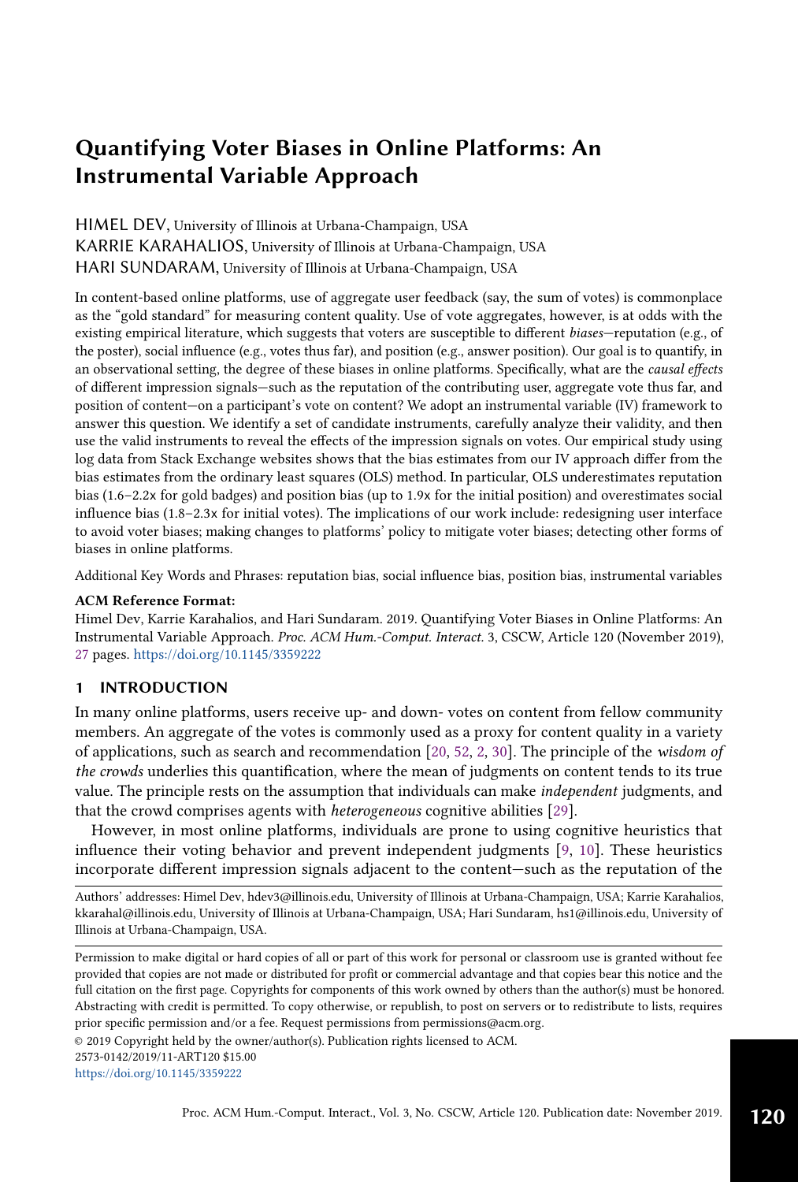# Quantifying Voter Biases in Online Platforms: An Instrumental Variable Approach

HIMEL DEV, University of Illinois at Urbana-Champaign, USA
KARRIE KARAHALIOS, University of Illinois at Urbana-Champaign, USA
HARI SUNDARAM, University of Illinois at Urbana-Champaign, USA

In content-based online platforms, use of aggregate user feedback (say, the sum of votes) is commonplace as the "gold standard" for measuring content quality. Use of vote aggregates, however, is at odds with the existing empirical literature, which suggests that voters are susceptible to different *biases*—reputation (e.g., of the poster), social influence (e.g., votes thus far), and position (e.g., answer position). Our goal is to quantify, in an observational setting, the degree of these biases in online platforms. Specifically, what are the *causal effects* of different impression signals—such as the reputation of the contributing user, aggregate vote thus far, and position of content—on a participant's vote on content? We adopt an instrumental variable (IV) framework to answer this question. We identify a set of candidate instruments, carefully analyze their validity, and then use the valid instruments to reveal the effects of the impression signals on votes. Our empirical study using log data from Stack Exchange websites shows that the bias estimates from our IV approach differ from the bias estimates from the ordinary least squares (OLS) method. In particular, OLS underestimates reputation bias (1.6–2.2x for gold badges) and position bias (up to 1.9x for the initial position) and overestimates social influence bias (1.8–2.3x for initial votes). The implications of our work include: redesigning user interface to avoid voter biases; making changes to platforms' policy to mitigate voter biases; detecting other forms of biases in online platforms.

Additional Key Words and Phrases: reputation bias, social influence bias, position bias, instrumental variables

**ACM Reference Format:**
Himel Dev, Karrie Karahalios, and Hari Sundaram. 2019. Quantifying Voter Biases in Online Platforms: An Instrumental Variable Approach. *Proc. ACM Hum.-Comput. Interact.* 3, CSCW, Article 120 (November 2019), 27 pages. https://doi.org/10.1145/3359222

## 1 INTRODUCTION

In many online platforms, users receive up- and down- votes on content from fellow community members. An aggregate of the votes is commonly used as a proxy for content quality in a variety of applications, such as search and recommendation [20, 52, 2, 30]. The principle of the *wisdom of the crowds* underlies this quantification, where the mean of judgments on content tends to its true value. The principle rests on the assumption that individuals can make *independent* judgments, and that the crowd comprises agents with *heterogeneous* cognitive abilities [29].

However, in most online platforms, individuals are prone to using cognitive heuristics that influence their voting behavior and prevent independent judgments [9, 10]. These heuristics incorporate different impression signals adjacent to the content—such as the reputation of the

Authors' addresses: Himel Dev, hdev3@illinois.edu, University of Illinois at Urbana-Champaign, USA; Karrie Karahalios, kkarahal@illinois.edu, University of Illinois at Urbana-Champaign, USA; Hari Sundaram, hs1@illinois.edu, University of Illinois at Urbana-Champaign, USA.

Permission to make digital or hard copies of all or part of this work for personal or classroom use is granted without fee provided that copies are not made or distributed for profit or commercial advantage and that copies bear this notice and the full citation on the first page. Copyrights for components of this work owned by others than the author(s) must be honored. Abstracting with credit is permitted. To copy otherwise, or republish, to post on servers or to redistribute to lists, requires prior specific permission and/or a fee. Request permissions from permissions@acm.org.

© 2019 Copyright held by the owner/author(s). Publication rights licensed to ACM.
2573-0142/2019/11-ART120 $15.00
https://doi.org/10.1145/3359222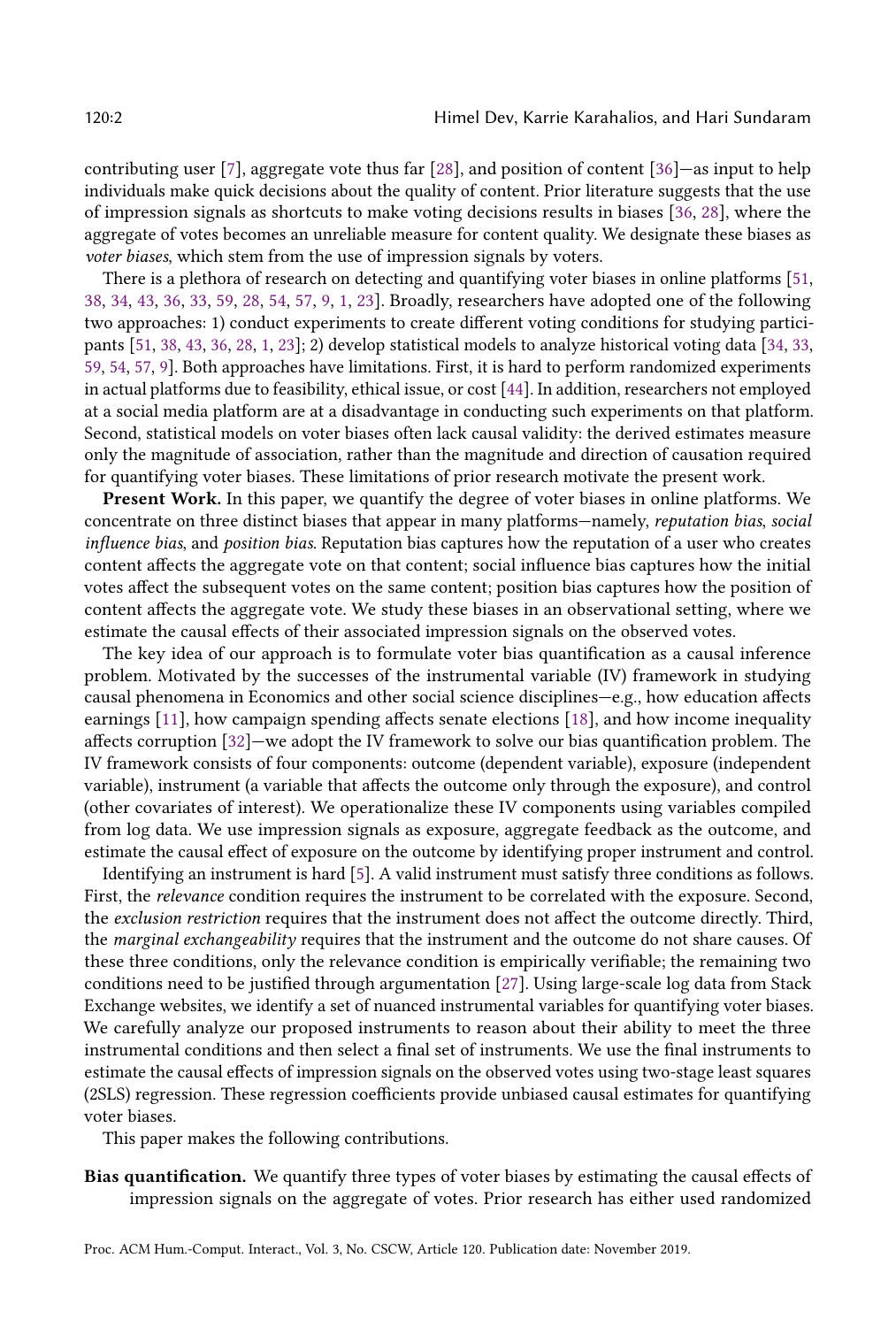contributing user [7], aggregate vote thus far [28], and position of content [36]—as input to help individuals make quick decisions about the quality of content. Prior literature suggests that the use of impression signals as shortcuts to make voting decisions results in biases [36, 28], where the aggregate of votes becomes an unreliable measure for content quality. We designate these biases as *voter biases*, which stem from the use of impression signals by voters.

There is a plethora of research on detecting and quantifying voter biases in online platforms [51, 38, 34, 43, 36, 33, 59, 28, 54, 57, 9, 1, 23]. Broadly, researchers have adopted one of the following two approaches: 1) conduct experiments to create different voting conditions for studying participants [51, 38, 43, 36, 28, 1, 23]; 2) develop statistical models to analyze historical voting data [34, 33, 59, 54, 57, 9]. Both approaches have limitations. First, it is hard to perform randomized experiments in actual platforms due to feasibility, ethical issue, or cost [44]. In addition, researchers not employed at a social media platform are at a disadvantage in conducting such experiments on that platform. Second, statistical models on voter biases often lack causal validity: the derived estimates measure only the magnitude of association, rather than the magnitude and direction of causation required for quantifying voter biases. These limitations of prior research motivate the present work.

**Present Work.** In this paper, we quantify the degree of voter biases in online platforms. We concentrate on three distinct biases that appear in many platforms—namely, *reputation bias*, *social influence bias*, and *position bias*. Reputation bias captures how the reputation of a user who creates content affects the aggregate vote on that content; social influence bias captures how the initial votes affect the subsequent votes on the same content; position bias captures how the position of content affects the aggregate vote. We study these biases in an observational setting, where we estimate the causal effects of their associated impression signals on the observed votes.

The key idea of our approach is to formulate voter bias quantification as a causal inference problem. Motivated by the successes of the instrumental variable (IV) framework in studying causal phenomena in Economics and other social science disciplines—e.g., how education affects earnings [11], how campaign spending affects senate elections [18], and how income inequality affects corruption [32]—we adopt the IV framework to solve our bias quantification problem. The IV framework consists of four components: outcome (dependent variable), exposure (independent variable), instrument (a variable that affects the outcome only through the exposure), and control (other covariates of interest). We operationalize these IV components using variables compiled from log data. We use impression signals as exposure, aggregate feedback as the outcome, and estimate the causal effect of exposure on the outcome by identifying proper instrument and control.

Identifying an instrument is hard [5]. A valid instrument must satisfy three conditions as follows. First, the *relevance* condition requires the instrument to be correlated with the exposure. Second, the *exclusion restriction* requires that the instrument does not affect the outcome directly. Third, the *marginal exchangeability* requires that the instrument and the outcome do not share causes. Of these three conditions, only the relevance condition is empirically verifiable; the remaining two conditions need to be justified through argumentation [27]. Using large-scale log data from Stack Exchange websites, we identify a set of nuanced instrumental variables for quantifying voter biases. We carefully analyze our proposed instruments to reason about their ability to meet the three instrumental conditions and then select a final set of instruments. We use the final instruments to estimate the causal effects of impression signals on the observed votes using two-stage least squares (2SLS) regression. These regression coefficients provide unbiased causal estimates for quantifying voter biases.

This paper makes the following contributions.

**Bias quantification.** We quantify three types of voter biases by estimating the causal effects of impression signals on the aggregate of votes. Prior research has either used randomized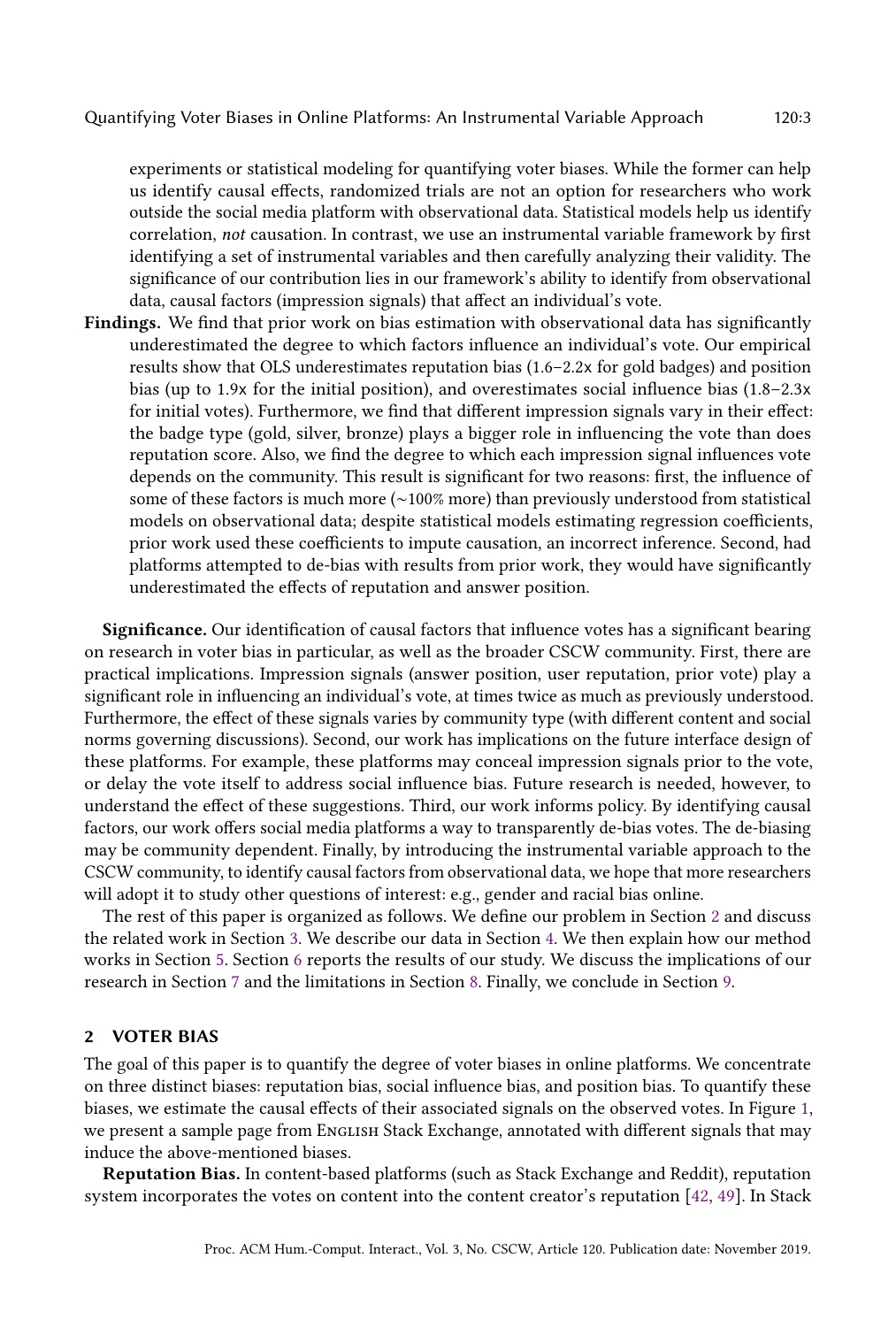experiments or statistical modeling for quantifying voter biases. While the former can help us identify causal effects, randomized trials are not an option for researchers who work outside the social media platform with observational data. Statistical models help us identify correlation, *not* causation. In contrast, we use an instrumental variable framework by first identifying a set of instrumental variables and then carefully analyzing their validity. The significance of our contribution lies in our framework's ability to identify from observational data, causal factors (impression signals) that affect an individual's vote.

**Findings.** We find that prior work on bias estimation with observational data has significantly underestimated the degree to which factors influence an individual's vote. Our empirical results show that OLS underestimates reputation bias (1.6–2.2x for gold badges) and position bias (up to 1.9x for the initial position), and overestimates social influence bias (1.8–2.3x for initial votes). Furthermore, we find that different impression signals vary in their effect: the badge type (gold, silver, bronze) plays a bigger role in influencing the vote than does reputation score. Also, we find the degree to which each impression signal influences vote depends on the community. This result is significant for two reasons: first, the influence of some of these factors is much more (~100% more) than previously understood from statistical models on observational data; despite statistical models estimating regression coefficients, prior work used these coefficients to impute causation, an incorrect inference. Second, had platforms attempted to de-bias with results from prior work, they would have significantly underestimated the effects of reputation and answer position.

**Significance.** Our identification of causal factors that influence votes has a significant bearing on research in voter bias in particular, as well as the broader CSCW community. First, there are practical implications. Impression signals (answer position, user reputation, prior vote) play a significant role in influencing an individual's vote, at times twice as much as previously understood. Furthermore, the effect of these signals varies by community type (with different content and social norms governing discussions). Second, our work has implications on the future interface design of these platforms. For example, these platforms may conceal impression signals prior to the vote, or delay the vote itself to address social influence bias. Future research is needed, however, to understand the effect of these suggestions. Third, our work informs policy. By identifying causal factors, our work offers social media platforms a way to transparently de-bias votes. The de-biasing may be community dependent. Finally, by introducing the instrumental variable approach to the CSCW community, to identify causal factors from observational data, we hope that more researchers will adopt it to study other questions of interest: e.g., gender and racial bias online.

The rest of this paper is organized as follows. We define our problem in Section 2 and discuss the related work in Section 3. We describe our data in Section 4. We then explain how our method works in Section 5. Section 6 reports the results of our study. We discuss the implications of our research in Section 7 and the limitations in Section 8. Finally, we conclude in Section 9.

## 2 VOTER BIAS

The goal of this paper is to quantify the degree of voter biases in online platforms. We concentrate on three distinct biases: reputation bias, social influence bias, and position bias. To quantify these biases, we estimate the causal effects of their associated signals on the observed votes. In Figure 1, we present a sample page from English Stack Exchange, annotated with different signals that may induce the above-mentioned biases.

**Reputation Bias.** In content-based platforms (such as Stack Exchange and Reddit), reputation system incorporates the votes on content into the content creator's reputation [42, 49]. In Stack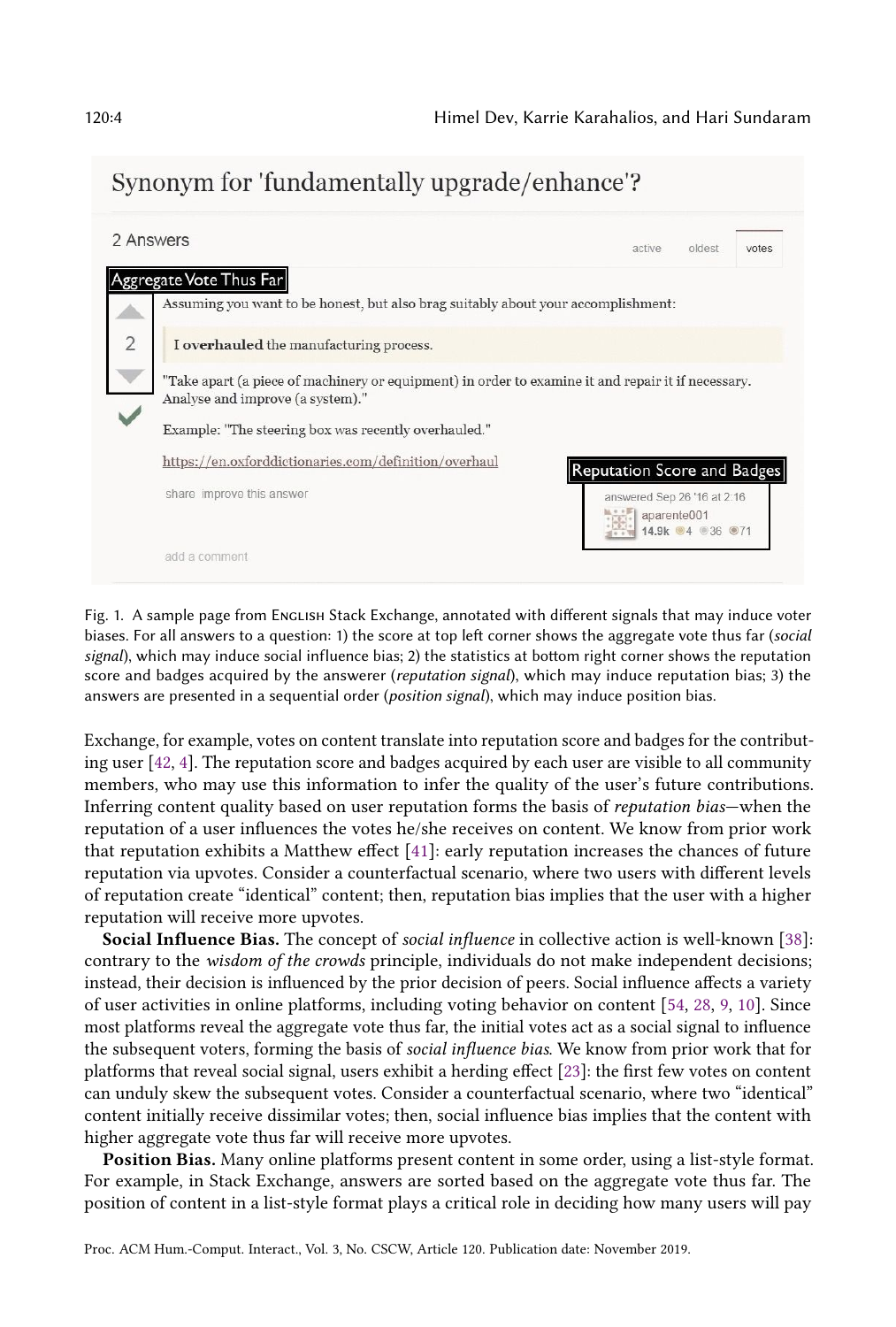Fig. 1. A sample page from English Stack Exchange, annotated with different signals that may induce voter biases. For all answers to a question: 1) the score at top left corner shows the aggregate vote thus far (*social signal*), which may induce social influence bias; 2) the statistics at bottom right corner shows the reputation score and badges acquired by the answerer (*reputation signal*), which may induce reputation bias; 3) the answers are presented in a sequential order (*position signal*), which may induce position bias.

Exchange, for example, votes on content translate into reputation score and badges for the contributing user [42, 4]. The reputation score and badges acquired by each user are visible to all community members, who may use this information to infer the quality of the user's future contributions. Inferring content quality based on user reputation forms the basis of *reputation bias*—when the reputation of a user influences the votes he/she receives on content. We know from prior work that reputation exhibits a Matthew effect [41]: early reputation increases the chances of future reputation via upvotes. Consider a counterfactual scenario, where two users with different levels of reputation create "identical" content; then, reputation bias implies that the user with a higher reputation will receive more upvotes.

**Social Influence Bias.** The concept of *social influence* in collective action is well-known [38]: contrary to the *wisdom of the crowds* principle, individuals do not make independent decisions; instead, their decision is influenced by the prior decision of peers. Social influence affects a variety of user activities in online platforms, including voting behavior on content [54, 28, 9, 10]. Since most platforms reveal the aggregate vote thus far, the initial votes act as a social signal to influence the subsequent voters, forming the basis of *social influence bias*. We know from prior work that for platforms that reveal social signal, users exhibit a herding effect [23]: the first few votes on content can unduly skew the subsequent votes. Consider a counterfactual scenario, where two "identical" content initially receive dissimilar votes; then, social influence bias implies that the content with higher aggregate vote thus far will receive more upvotes.

**Position Bias.** Many online platforms present content in some order, using a list-style format. For example, in Stack Exchange, answers are sorted based on the aggregate vote thus far. The position of content in a list-style format plays a critical role in deciding how many users will pay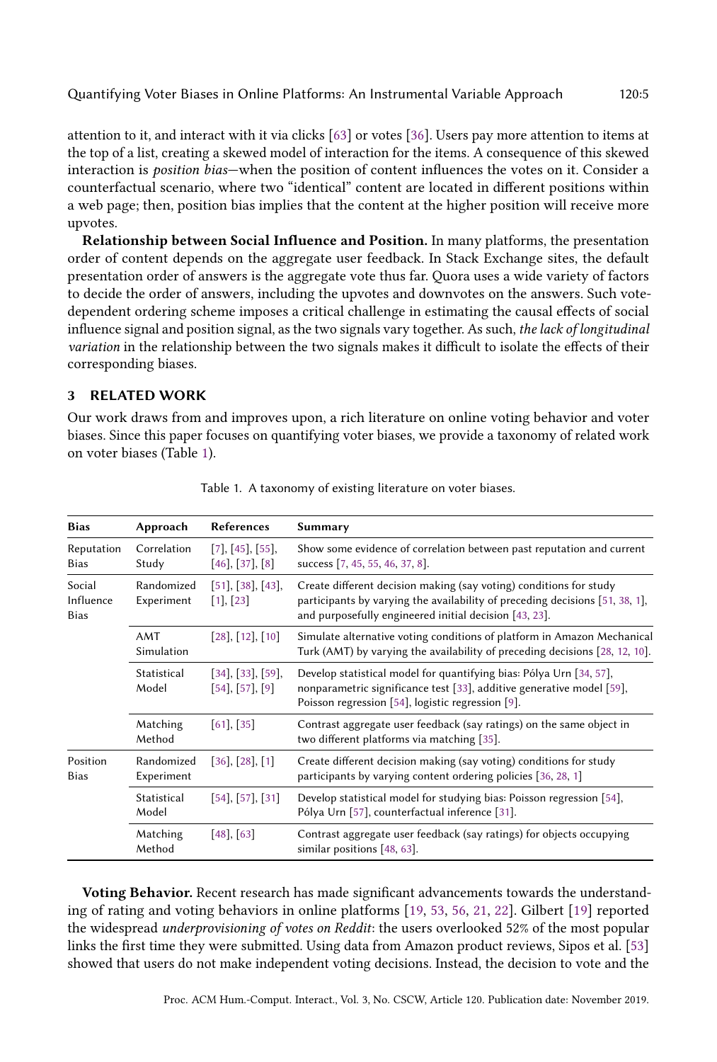attention to it, and interact with it via clicks [63] or votes [36]. Users pay more attention to items at the top of a list, creating a skewed model of interaction for the items. A consequence of this skewed interaction is *position bias*—when the position of content influences the votes on it. Consider a counterfactual scenario, where two "identical" content are located in different positions within a web page; then, position bias implies that the content at the higher position will receive more upvotes.

**Relationship between Social Influence and Position.** In many platforms, the presentation order of content depends on the aggregate user feedback. In Stack Exchange sites, the default presentation order of answers is the aggregate vote thus far. Quora uses a wide variety of factors to decide the order of answers, including the upvotes and downvotes on the answers. Such vote-dependent ordering scheme imposes a critical challenge in estimating the causal effects of social influence signal and position signal, as the two signals vary together. As such, *the lack of longitudinal variation* in the relationship between the two signals makes it difficult to isolate the effects of their corresponding biases.

## 3 RELATED WORK

Our work draws from and improves upon, a rich literature on online voting behavior and voter biases. Since this paper focuses on quantifying voter biases, we provide a taxonomy of related work on voter biases (Table 1).

Table 1. A taxonomy of existing literature on voter biases.

| Bias | Approach | References | Summary |
|---|---|---|---|
| Reputation Bias | Correlation Study | [7], [45], [55], [46], [37], [8] | Show some evidence of correlation between past reputation and current success [7, 45, 55, 46, 37, 8]. |
| Social Influence Bias | Randomized Experiment | [51], [38], [43], [1], [23] | Create different decision making (say voting) conditions for study participants by varying the availability of preceding decisions [51, 38, 1], and purposefully engineered initial decision [43, 23]. |
| | AMT Simulation | [28], [12], [10] | Simulate alternative voting conditions of platform in Amazon Mechanical Turk (AMT) by varying the availability of preceding decisions [28, 12, 10]. |
| | Statistical Model | [34], [33], [59], [54], [57], [9] | Develop statistical model for quantifying bias: Pólya Urn [34, 57], nonparametric significance test [33], additive generative model [59], Poisson regression [54], logistic regression [9]. |
| | Matching Method | [61], [35] | Contrast aggregate user feedback (say ratings) on the same object in two different platforms via matching [35]. |
| Position Bias | Randomized Experiment | [36], [28], [1] | Create different decision making (say voting) conditions for study participants by varying content ordering policies [36, 28, 1] |
| | Statistical Model | [54], [57], [31] | Develop statistical model for studying bias: Poisson regression [54], Pólya Urn [57], counterfactual inference [31]. |
| | Matching Method | [48], [63] | Contrast aggregate user feedback (say ratings) for objects occupying similar positions [48, 63]. |

**Voting Behavior.** Recent research has made significant advancements towards the understanding of rating and voting behaviors in online platforms [19, 53, 56, 21, 22]. Gilbert [19] reported the widespread *underprovisioning of votes on Reddit*: the users overlooked 52% of the most popular links the first time they were submitted. Using data from Amazon product reviews, Sipos et al. [53] showed that users do not make independent voting decisions. Instead, the decision to vote and the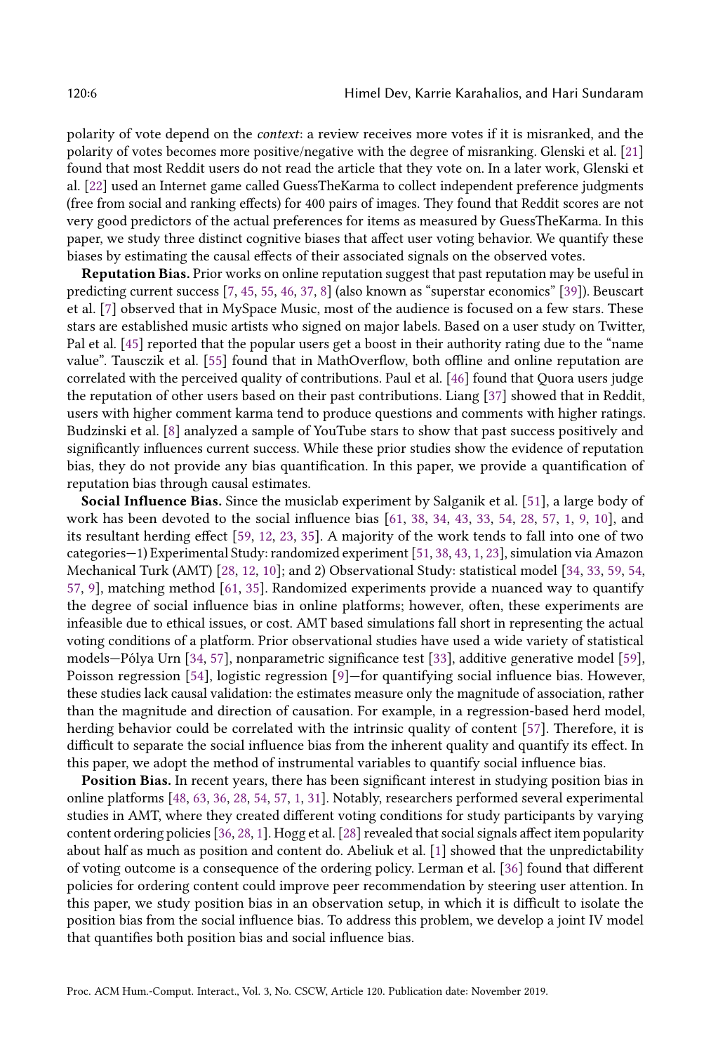polarity of vote depend on the *context*: a review receives more votes if it is misranked, and the polarity of votes becomes more positive/negative with the degree of misranking. Glenski et al. [21] found that most Reddit users do not read the article that they vote on. In a later work, Glenski et al. [22] used an Internet game called GuessTheKarma to collect independent preference judgments (free from social and ranking effects) for 400 pairs of images. They found that Reddit scores are not very good predictors of the actual preferences for items as measured by GuessTheKarma. In this paper, we study three distinct cognitive biases that affect user voting behavior. We quantify these biases by estimating the causal effects of their associated signals on the observed votes.

**Reputation Bias.** Prior works on online reputation suggest that past reputation may be useful in predicting current success [7, 45, 55, 46, 37, 8] (also known as "superstar economics" [39]). Beuscart et al. [7] observed that in MySpace Music, most of the audience is focused on a few stars. These stars are established music artists who signed on major labels. Based on a user study on Twitter, Pal et al. [45] reported that the popular users get a boost in their authority rating due to the "name value". Tausczik et al. [55] found that in MathOverflow, both offline and online reputation are correlated with the perceived quality of contributions. Paul et al. [46] found that Quora users judge the reputation of other users based on their past contributions. Liang [37] showed that in Reddit, users with higher comment karma tend to produce questions and comments with higher ratings. Budzinski et al. [8] analyzed a sample of YouTube stars to show that past success positively and significantly influences current success. While these prior studies show the evidence of reputation bias, they do not provide any bias quantification. In this paper, we provide a quantification of reputation bias through causal estimates.

**Social Influence Bias.** Since the musiclab experiment by Salganik et al. [51], a large body of work has been devoted to the social influence bias [61, 38, 34, 43, 33, 54, 28, 57, 1, 9, 10], and its resultant herding effect [59, 12, 23, 35]. A majority of the work tends to fall into one of two categories—1) Experimental Study: randomized experiment [51, 38, 43, 1, 23], simulation via Amazon Mechanical Turk (AMT) [28, 12, 10]; and 2) Observational Study: statistical model [34, 33, 59, 54, 57, 9], matching method [61, 35]. Randomized experiments provide a nuanced way to quantify the degree of social influence bias in online platforms; however, often, these experiments are infeasible due to ethical issues, or cost. AMT based simulations fall short in representing the actual voting conditions of a platform. Prior observational studies have used a wide variety of statistical models—Pólya Urn [34, 57], nonparametric significance test [33], additive generative model [59], Poisson regression [54], logistic regression [9]—for quantifying social influence bias. However, these studies lack causal validation: the estimates measure only the magnitude of association, rather than the magnitude and direction of causation. For example, in a regression-based herd model, herding behavior could be correlated with the intrinsic quality of content [57]. Therefore, it is difficult to separate the social influence bias from the inherent quality and quantify its effect. In this paper, we adopt the method of instrumental variables to quantify social influence bias.

**Position Bias.** In recent years, there has been significant interest in studying position bias in online platforms [48, 63, 36, 28, 54, 57, 1, 31]. Notably, researchers performed several experimental studies in AMT, where they created different voting conditions for study participants by varying content ordering policies [36, 28, 1]. Hogg et al. [28] revealed that social signals affect item popularity about half as much as position and content do. Abeliuk et al. [1] showed that the unpredictability of voting outcome is a consequence of the ordering policy. Lerman et al. [36] found that different policies for ordering content could improve peer recommendation by steering user attention. In this paper, we study position bias in an observation setup, in which it is difficult to isolate the position bias from the social influence bias. To address this problem, we develop a joint IV model that quantifies both position bias and social influence bias.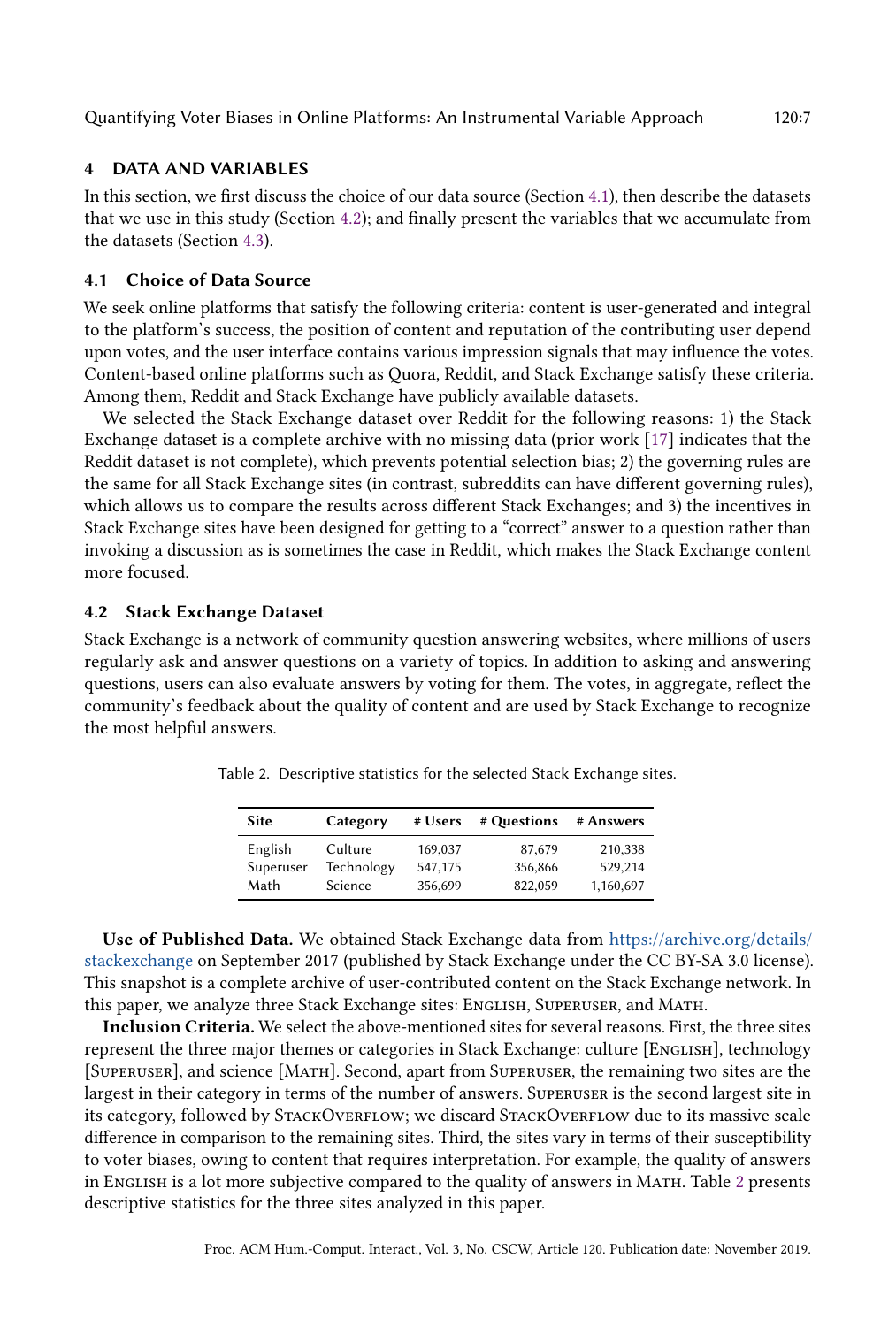## 4 DATA AND VARIABLES

In this section, we first discuss the choice of our data source (Section 4.1), then describe the datasets that we use in this study (Section 4.2); and finally present the variables that we accumulate from the datasets (Section 4.3).

### 4.1 Choice of Data Source

We seek online platforms that satisfy the following criteria: content is user-generated and integral to the platform's success, the position of content and reputation of the contributing user depend upon votes, and the user interface contains various impression signals that may influence the votes. Content-based online platforms such as Quora, Reddit, and Stack Exchange satisfy these criteria. Among them, Reddit and Stack Exchange have publicly available datasets.

We selected the Stack Exchange dataset over Reddit for the following reasons: 1) the Stack Exchange dataset is a complete archive with no missing data (prior work [17] indicates that the Reddit dataset is not complete), which prevents potential selection bias; 2) the governing rules are the same for all Stack Exchange sites (in contrast, subreddits can have different governing rules), which allows us to compare the results across different Stack Exchanges; and 3) the incentives in Stack Exchange sites have been designed for getting to a "correct" answer to a question rather than invoking a discussion as is sometimes the case in Reddit, which makes the Stack Exchange content more focused.

### 4.2 Stack Exchange Dataset

Stack Exchange is a network of community question answering websites, where millions of users regularly ask and answer questions on a variety of topics. In addition to asking and answering questions, users can also evaluate answers by voting for them. The votes, in aggregate, reflect the community's feedback about the quality of content and are used by Stack Exchange to recognize the most helpful answers.

Table 2. Descriptive statistics for the selected Stack Exchange sites.

| Site | Category | # Users | # Questions | # Answers |
|---|---|---|---|---|
| English | Culture | 169,037 | 87,679 | 210,338 |
| Superuser | Technology | 547,175 | 356,866 | 529,214 |
| Math | Science | 356,699 | 822,059 | 1,160,697 |

**Use of Published Data.** We obtained Stack Exchange data from https://archive.org/details/stackexchange on September 2017 (published by Stack Exchange under the CC BY-SA 3.0 license). This snapshot is a complete archive of user-contributed content on the Stack Exchange network. In this paper, we analyze three Stack Exchange sites: English, Superuser, and Math.

**Inclusion Criteria.** We select the above-mentioned sites for several reasons. First, the three sites represent the three major themes or categories in Stack Exchange: culture [English], technology [Superuser], and science [Math]. Second, apart from Superuser, the remaining two sites are the largest in their category in terms of the number of answers. Superuser is the second largest site in its category, followed by StackOverflow; we discard StackOverflow due to its massive scale difference in comparison to the remaining sites. Third, the sites vary in terms of their susceptibility to voter biases, owing to content that requires interpretation. For example, the quality of answers in English is a lot more subjective compared to the quality of answers in Math. Table 2 presents descriptive statistics for the three sites analyzed in this paper.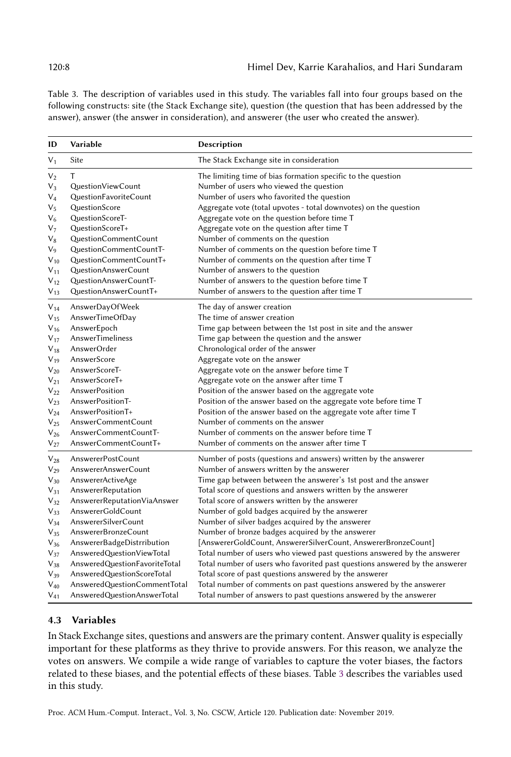Table 3. The description of variables used in this study. The variables fall into four groups based on the following constructs: site (the Stack Exchange site), question (the question that has been addressed by the answer), answer (the answer in consideration), and answerer (the user who created the answer).

| ID | Variable | Description |
|---|---|---|
| $V_1$ | Site | The Stack Exchange site in consideration |
| $V_2$ | T | The limiting time of bias formation specific to the question |
| $V_3$ | QuestionViewCount | Number of users who viewed the question |
| $V_4$ | QuestionFavoriteCount | Number of users who favorited the question |
| $V_5$ | QuestionScore | Aggregate vote (total upvotes - total downvotes) on the question |
| $V_6$ | QuestionScoreT- | Aggregate vote on the question before time T |
| $V_7$ | QuestionScoreT+ | Aggregate vote on the question after time T |
| $V_8$ | QuestionCommentCount | Number of comments on the question |
| $V_9$ | QuestionCommentCountT- | Number of comments on the question before time T |
| $V_{10}$ | QuestionCommentCountT+ | Number of comments on the question after time T |
| $V_{11}$ | QuestionAnswerCount | Number of answers to the question |
| $V_{12}$ | QuestionAnswerCountT- | Number of answers to the question before time T |
| $V_{13}$ | QuestionAnswerCountT+ | Number of answers to the question after time T |
| $V_{14}$ | AnswerDayOfWeek | The day of answer creation |
| $V_{15}$ | AnswerTimeOfDay | The time of answer creation |
| $V_{16}$ | AnswerEpoch | Time gap between between the 1st post in site and the answer |
| $V_{17}$ | AnswerTimeliness | Time gap between the question and the answer |
| $V_{18}$ | AnswerOrder | Chronological order of the answer |
| $V_{19}$ | AnswerScore | Aggregate vote on the answer |
| $V_{20}$ | AnswerScoreT- | Aggregate vote on the answer before time T |
| $V_{21}$ | AnswerScoreT+ | Aggregate vote on the answer after time T |
| $V_{22}$ | AnswerPosition | Position of the answer based on the aggregate vote |
| $V_{23}$ | AnswerPositionT- | Position of the answer based on the aggregate vote before time T |
| $V_{24}$ | AnswerPositionT+ | Position of the answer based on the aggregate vote after time T |
| $V_{25}$ | AnswerCommentCount | Number of comments on the answer |
| $V_{26}$ | AnswerCommentCountT- | Number of comments on the answer before time T |
| $V_{27}$ | AnswerCommentCountT+ | Number of comments on the answer after time T |
| $V_{28}$ | AnswererPostCount | Number of posts (questions and answers) written by the answerer |
| $V_{29}$ | AnswererAnswerCount | Number of answers written by the answerer |
| $V_{30}$ | AnswererActiveAge | Time gap between between the answerer's 1st post and the answer |
| $V_{31}$ | AnswererReputation | Total score of questions and answers written by the answerer |
| $V_{32}$ | AnswererReputationViaAnswer | Total score of answers written by the answerer |
| $V_{33}$ | AnswererGoldCount | Number of gold badges acquired by the answerer |
| $V_{34}$ | AnswererSilverCount | Number of silver badges acquired by the answerer |
| $V_{35}$ | AnswererBronzeCount | Number of bronze badges acquired by the answerer |
| $V_{36}$ | AnswererBadgeDistrribution | [AnswererGoldCount, AnswererSilverCount, AnswererBronzeCount] |
| $V_{37}$ | AnsweredQuestionViewTotal | Total number of users who viewed past questions answered by the answerer |
| $V_{38}$ | AnsweredQuestionFavoriteTotal | Total number of users who favorited past questions answered by the answerer |
| $V_{39}$ | AnsweredQuestionScoreTotal | Total score of past questions answered by the answerer |
| $V_{40}$ | AnsweredQuestionCommentTotal | Total number of comments on past questions answered by the answerer |
| $V_{41}$ | AnsweredQuestionAnswerTotal | Total number of answers to past questions answered by the answerer |

### 4.3 Variables

In Stack Exchange sites, questions and answers are the primary content. Answer quality is especially important for these platforms as they thrive to provide answers. For this reason, we analyze the votes on answers. We compile a wide range of variables to capture the voter biases, the factors related to these biases, and the potential effects of these biases. Table 3 describes the variables used in this study.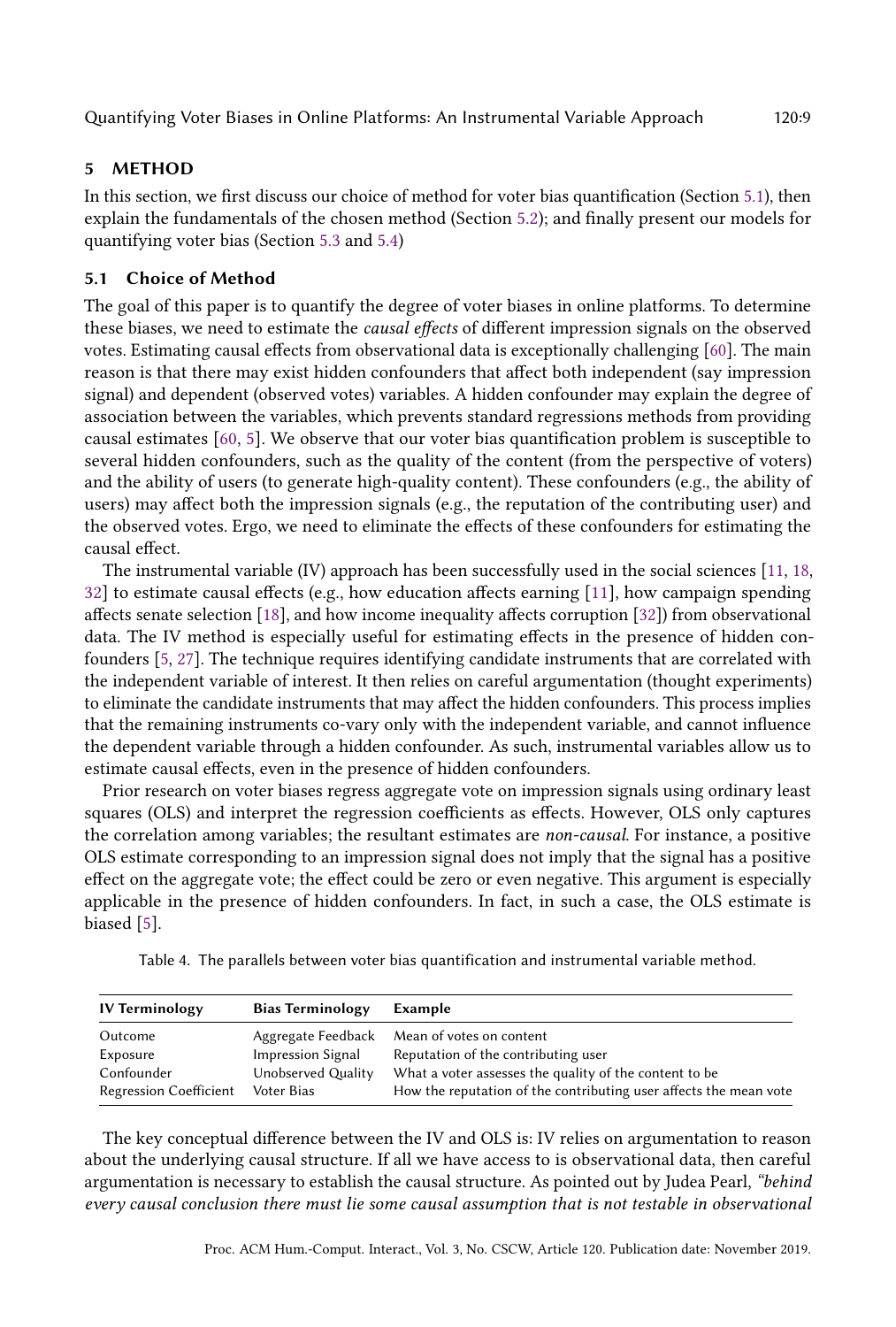## 5 METHOD

In this section, we first discuss our choice of method for voter bias quantification (Section 5.1), then explain the fundamentals of the chosen method (Section 5.2); and finally present our models for quantifying voter bias (Section 5.3 and 5.4)

### 5.1 Choice of Method

The goal of this paper is to quantify the degree of voter biases in online platforms. To determine these biases, we need to estimate the *causal effects* of different impression signals on the observed votes. Estimating causal effects from observational data is exceptionally challenging [60]. The main reason is that there may exist hidden confounders that affect both independent (say impression signal) and dependent (observed votes) variables. A hidden confounder may explain the degree of association between the variables, which prevents standard regressions methods from providing causal estimates [60, 5]. We observe that our voter bias quantification problem is susceptible to several hidden confounders, such as the quality of the content (from the perspective of voters) and the ability of users (to generate high-quality content). These confounders (e.g., the ability of users) may affect both the impression signals (e.g., the reputation of the contributing user) and the observed votes. Ergo, we need to eliminate the effects of these confounders for estimating the causal effect.

The instrumental variable (IV) approach has been successfully used in the social sciences [11, 18, 32] to estimate causal effects (e.g., how education affects earning [11], how campaign spending affects senate selection [18], and how income inequality affects corruption [32]) from observational data. The IV method is especially useful for estimating effects in the presence of hidden confounders [5, 27]. The technique requires identifying candidate instruments that are correlated with the independent variable of interest. It then relies on careful argumentation (thought experiments) to eliminate the candidate instruments that may affect the hidden confounders. This process implies that the remaining instruments co-vary only with the independent variable, and cannot influence the dependent variable through a hidden confounder. As such, instrumental variables allow us to estimate causal effects, even in the presence of hidden confounders.

Prior research on voter biases regress aggregate vote on impression signals using ordinary least squares (OLS) and interpret the regression coefficients as effects. However, OLS only captures the correlation among variables; the resultant estimates are *non-causal*. For instance, a positive OLS estimate corresponding to an impression signal does not imply that the signal has a positive effect on the aggregate vote; the effect could be zero or even negative. This argument is especially applicable in the presence of hidden confounders. In fact, in such a case, the OLS estimate is biased [5].

Table 4. The parallels between voter bias quantification and instrumental variable method.

| IV Terminology | Bias Terminology | Example |
|---|---|---|
| Outcome | Aggregate Feedback | Mean of votes on content |
| Exposure | Impression Signal | Reputation of the contributing user |
| Confounder | Unobserved Quality | What a voter assesses the quality of the content to be |
| Regression Coefficient | Voter Bias | How the reputation of the contributing user affects the mean vote |

The key conceptual difference between the IV and OLS is: IV relies on argumentation to reason about the underlying causal structure. If all we have access to is observational data, then careful argumentation is necessary to establish the causal structure. As pointed out by Judea Pearl, *"behind every causal conclusion there must lie some causal assumption that is not testable in observational*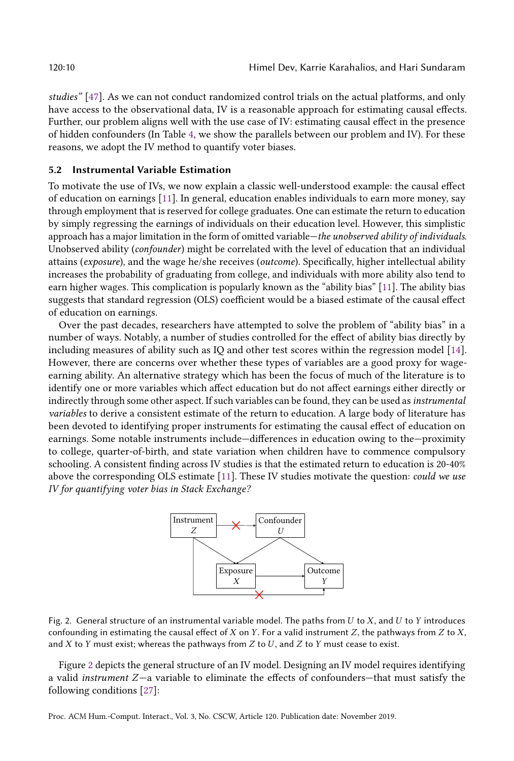*studies"* [47]. As we can not conduct randomized control trials on the actual platforms, and only have access to the observational data, IV is a reasonable approach for estimating causal effects. Further, our problem aligns well with the use case of IV: estimating causal effect in the presence of hidden confounders (In Table 4, we show the parallels between our problem and IV). For these reasons, we adopt the IV method to quantify voter biases.

### 5.2 Instrumental Variable Estimation

To motivate the use of IVs, we now explain a classic well-understood example: the causal effect of education on earnings [11]. In general, education enables individuals to earn more money, say through employment that is reserved for college graduates. One can estimate the return to education by simply regressing the earnings of individuals on their education level. However, this simplistic approach has a major limitation in the form of omitted variable—*the unobserved ability of individuals*. Unobserved ability (*confounder*) might be correlated with the level of education that an individual attains (*exposure*), and the wage he/she receives (*outcome*). Specifically, higher intellectual ability increases the probability of graduating from college, and individuals with more ability also tend to earn higher wages. This complication is popularly known as the "ability bias" [11]. The ability bias suggests that standard regression (OLS) coefficient would be a biased estimate of the causal effect of education on earnings.

Over the past decades, researchers have attempted to solve the problem of "ability bias" in a number of ways. Notably, a number of studies controlled for the effect of ability bias directly by including measures of ability such as IQ and other test scores within the regression model [14]. However, there are concerns over whether these types of variables are a good proxy for wage-earning ability. An alternative strategy which has been the focus of much of the literature is to identify one or more variables which affect education but do not affect earnings either directly or indirectly through some other aspect. If such variables can be found, they can be used as *instrumental variables* to derive a consistent estimate of the return to education. A large body of literature has been devoted to identifying proper instruments for estimating the causal effect of education on earnings. Some notable instruments include—differences in education owing to the—proximity to college, quarter-of-birth, and state variation when children have to commence compulsory schooling. A consistent finding across IV studies is that the estimated return to education is 20-40% above the corresponding OLS estimate [11]. These IV studies motivate the question: *could we use IV for quantifying voter bias in Stack Exchange?*

Fig. 2. General structure of an instrumental variable model. The paths from $U$ to $X$, and $U$ to $Y$ introduces confounding in estimating the causal effect of $X$ on $Y$. For a valid instrument $Z$, the pathways from $Z$ to $X$, and $X$ to $Y$ must exist; whereas the pathways from $Z$ to $U$, and $Z$ to $Y$ must cease to exist.

Figure 2 depicts the general structure of an IV model. Designing an IV model requires identifying a valid *instrument* $Z$—a variable to eliminate the effects of confounders—that must satisfy the following conditions [27]: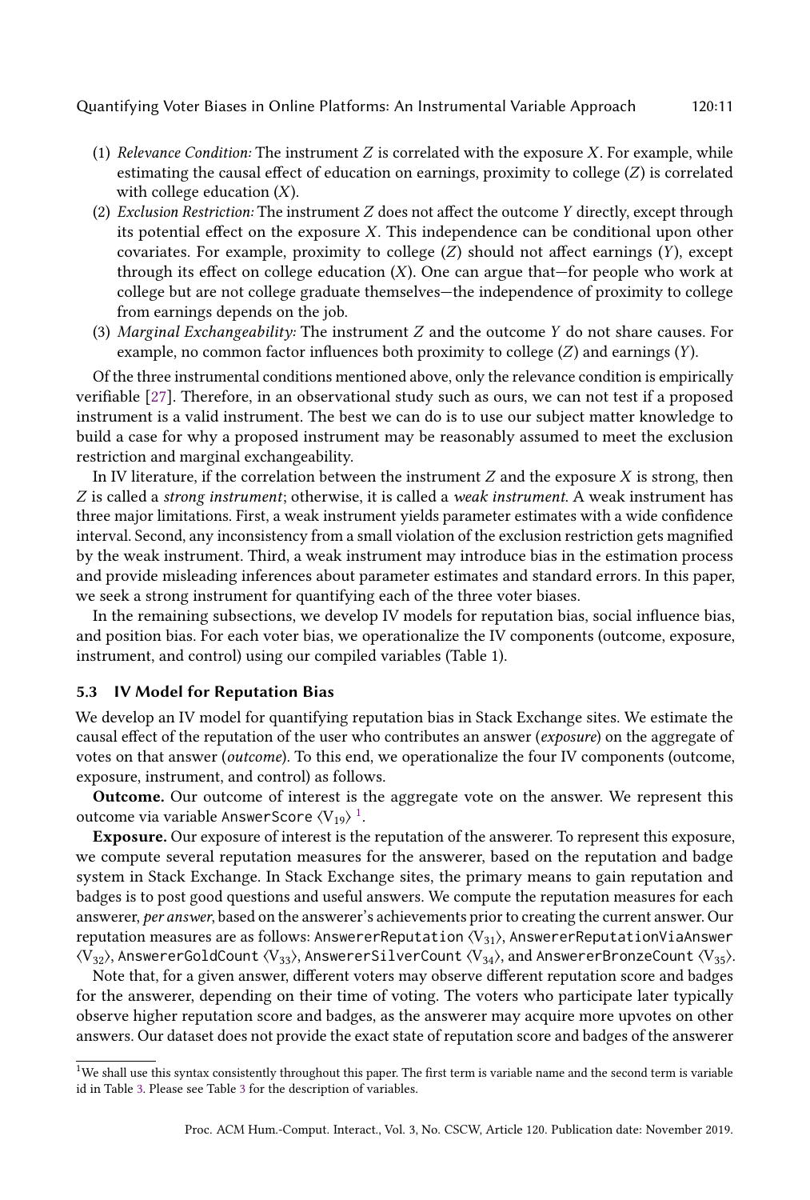1. *Relevance Condition:* The instrument $Z$ is correlated with the exposure $X$. For example, while estimating the causal effect of education on earnings, proximity to college ($Z$) is correlated with college education ($X$).
2. *Exclusion Restriction:* The instrument $Z$ does not affect the outcome $Y$ directly, except through its potential effect on the exposure $X$. This independence can be conditional upon other covariates. For example, proximity to college ($Z$) should not affect earnings ($Y$), except through its effect on college education ($X$). One can argue that—for people who work at college but are not college graduate themselves—the independence of proximity to college from earnings depends on the job.
3. *Marginal Exchangeability:* The instrument $Z$ and the outcome $Y$ do not share causes. For example, no common factor influences both proximity to college ($Z$) and earnings ($Y$).

Of the three instrumental conditions mentioned above, only the relevance condition is empirically verifiable [27]. Therefore, in an observational study such as ours, we can not test if a proposed instrument is a valid instrument. The best we can do is to use our subject matter knowledge to build a case for why a proposed instrument may be reasonably assumed to meet the exclusion restriction and marginal exchangeability.

In IV literature, if the correlation between the instrument $Z$ and the exposure $X$ is strong, then $Z$ is called a *strong instrument*; otherwise, it is called a *weak instrument*. A weak instrument has three major limitations. First, a weak instrument yields parameter estimates with a wide confidence interval. Second, any inconsistency from a small violation of the exclusion restriction gets magnified by the weak instrument. Third, a weak instrument may introduce bias in the estimation process and provide misleading inferences about parameter estimates and standard errors. In this paper, we seek a strong instrument for quantifying each of the three voter biases.

In the remaining subsections, we develop IV models for reputation bias, social influence bias, and position bias. For each voter bias, we operationalize the IV components (outcome, exposure, instrument, and control) using our compiled variables (Table 1).

### 5.3 IV Model for Reputation Bias

We develop an IV model for quantifying reputation bias in Stack Exchange sites. We estimate the causal effect of the reputation of the user who contributes an answer (*exposure*) on the aggregate of votes on that answer (*outcome*). To this end, we operationalize the four IV components (outcome, exposure, instrument, and control) as follows.

**Outcome.** Our outcome of interest is the aggregate vote on the answer. We represent this outcome via variable `AnswerScore` $\langle V_{19} \rangle$ [1].

**Exposure.** Our exposure of interest is the reputation of the answerer. To represent this exposure, we compute several reputation measures for the answerer, based on the reputation and badge system in Stack Exchange. In Stack Exchange sites, the primary means to gain reputation and badges is to post good questions and useful answers. We compute the reputation measures for each answerer, *per answer*, based on the answerer's achievements prior to creating the current answer. Our reputation measures are as follows: `AnswererReputation` $\langle V_{31} \rangle$, `AnswererReputationViaAnswer` $\langle V_{32} \rangle$, `AnswererGoldCount` $\langle V_{33} \rangle$, `AnswererSilverCount` $\langle V_{34} \rangle$, and `AnswererBronzeCount` $\langle V_{35} \rangle$.

Note that, for a given answer, different voters may observe different reputation score and badges for the answerer, depending on their time of voting. The voters who participate later typically observe higher reputation score and badges, as the answerer may acquire more upvotes on other answers. Our dataset does not provide the exact state of reputation score and badges of the answerer

[1] We shall use this syntax consistently throughout this paper. The first term is variable name and the second term is variable id in Table 3. Please see Table 3 for the description of variables.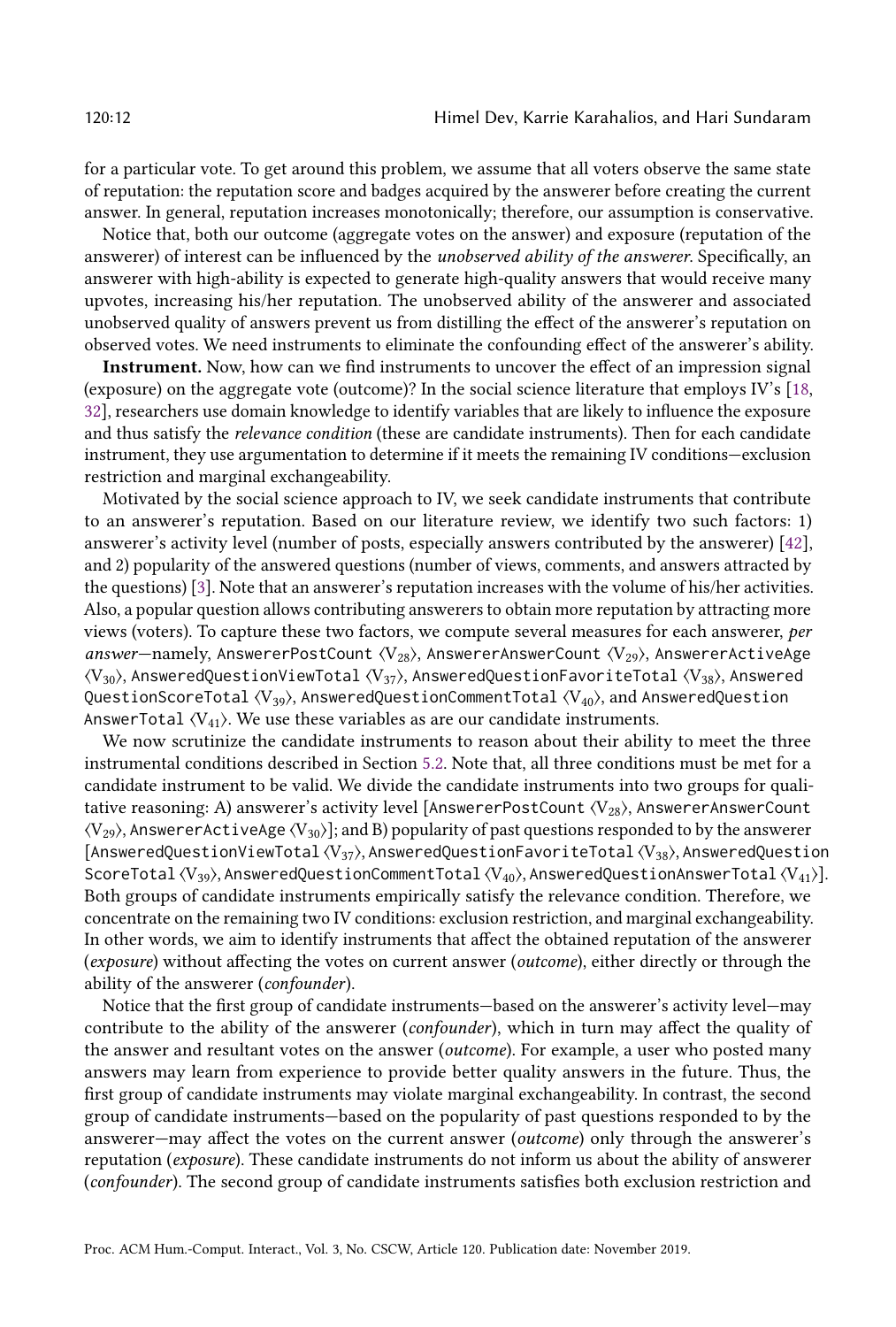for a particular vote. To get around this problem, we assume that all voters observe the same state of reputation: the reputation score and badges acquired by the answerer before creating the current answer. In general, reputation increases monotonically; therefore, our assumption is conservative.

Notice that, both our outcome (aggregate votes on the answer) and exposure (reputation of the answerer) of interest can be influenced by the *unobserved ability of the answerer*. Specifically, an answerer with high-ability is expected to generate high-quality answers that would receive many upvotes, increasing his/her reputation. The unobserved ability of the answerer and associated unobserved quality of answers prevent us from distilling the effect of the answerer's reputation on observed votes. We need instruments to eliminate the confounding effect of the answerer's ability.

**Instrument.** Now, how can we find instruments to uncover the effect of an impression signal (exposure) on the aggregate vote (outcome)? In the social science literature that employs IV's [18, 32], researchers use domain knowledge to identify variables that are likely to influence the exposure and thus satisfy the *relevance condition* (these are candidate instruments). Then for each candidate instrument, they use argumentation to determine if it meets the remaining IV conditions—exclusion restriction and marginal exchangeability.

Motivated by the social science approach to IV, we seek candidate instruments that contribute to an answerer's reputation. Based on our literature review, we identify two such factors: 1) answerer's activity level (number of posts, especially answers contributed by the answerer) [42], and 2) popularity of the answered questions (number of views, comments, and answers attracted by the questions) [3]. Note that an answerer's reputation increases with the volume of his/her activities. Also, a popular question allows contributing answerers to obtain more reputation by attracting more views (voters). To capture these two factors, we compute several measures for each answerer, *per answer*—namely, `AnswererPostCount` $\langle V_{28} \rangle$, `AnswererAnswerCount` $\langle V_{29} \rangle$, `AnswererActiveAge` $\langle V_{30} \rangle$, `AnsweredQuestionViewTotal` $\langle V_{37} \rangle$, `AnsweredQuestionFavoriteTotal` $\langle V_{38} \rangle$, `AnsweredQuestionScoreTotal` $\langle V_{39} \rangle$, `AnsweredQuestionCommentTotal` $\langle V_{40} \rangle$, and `AnsweredQuestionAnswerTotal` $\langle V_{41} \rangle$. We use these variables as are our candidate instruments.

We now scrutinize the candidate instruments to reason about their ability to meet the three instrumental conditions described in Section 5.2. Note that, all three conditions must be met for a candidate instrument to be valid. We divide the candidate instruments into two groups for qualitative reasoning: A) answerer's activity level [`AnswererPostCount` $\langle V_{28} \rangle$, `AnswererAnswerCount` $\langle V_{29} \rangle$, `AnswererActiveAge` $\langle V_{30} \rangle$]; and B) popularity of past questions responded to by the answerer [`AnsweredQuestionViewTotal` $\langle V_{37} \rangle$, `AnsweredQuestionFavoriteTotal` $\langle V_{38} \rangle$, `AnsweredQuestionScoreTotal` $\langle V_{39} \rangle$, `AnsweredQuestionCommentTotal` $\langle V_{40} \rangle$, `AnsweredQuestionAnswerTotal` $\langle V_{41} \rangle$]. Both groups of candidate instruments empirically satisfy the relevance condition. Therefore, we concentrate on the remaining two IV conditions: exclusion restriction, and marginal exchangeability. In other words, we aim to identify instruments that affect the obtained reputation of the answerer (*exposure*) without affecting the votes on current answer (*outcome*), either directly or through the ability of the answerer (*confounder*).

Notice that the first group of candidate instruments—based on the answerer's activity level—may contribute to the ability of the answerer (*confounder*), which in turn may affect the quality of the answer and resultant votes on the answer (*outcome*). For example, a user who posted many answers may learn from experience to provide better quality answers in the future. Thus, the first group of candidate instruments may violate marginal exchangeability. In contrast, the second group of candidate instruments—based on the popularity of past questions responded to by the answerer—may affect the votes on the current answer (*outcome*) only through the answerer's reputation (*exposure*). These candidate instruments do not inform us about the ability of answerer (*confounder*). The second group of candidate instruments satisfies both exclusion restriction and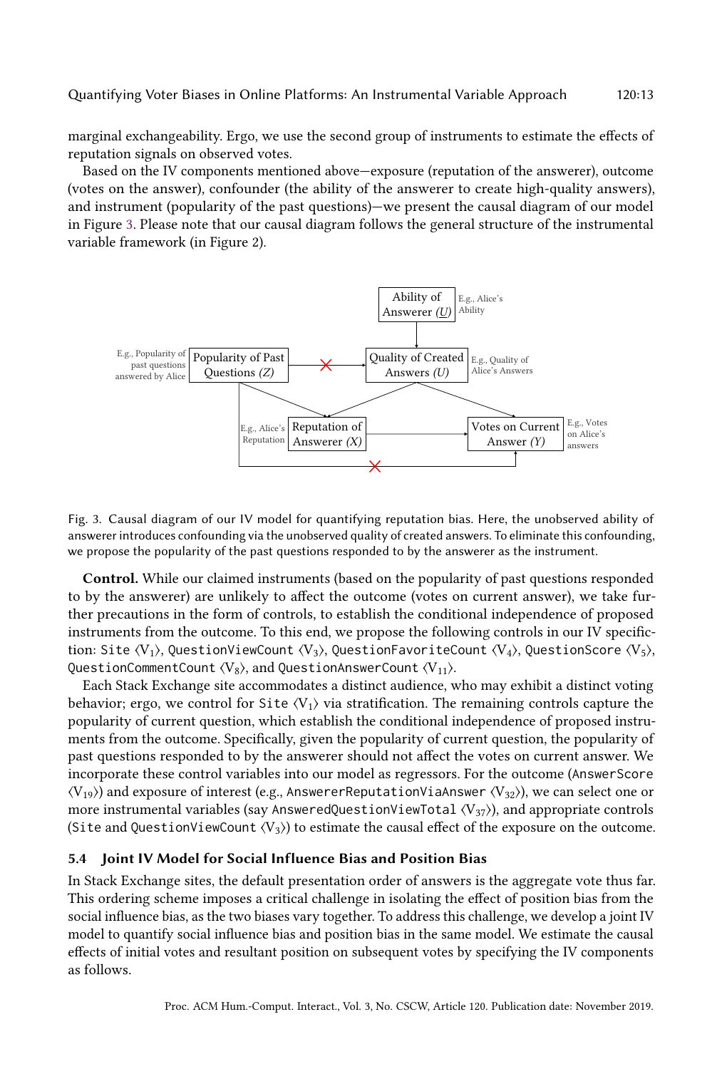marginal exchangeability. Ergo, we use the second group of instruments to estimate the effects of reputation signals on observed votes.

Based on the IV components mentioned above—exposure (reputation of the answerer), outcome (votes on the answer), confounder (the ability of the answerer to create high-quality answers), and instrument (popularity of the past questions)—we present the causal diagram of our model in Figure 3. Please note that our causal diagram follows the general structure of the instrumental variable framework (in Figure 2).

Fig. 3. Causal diagram of our IV model for quantifying reputation bias. Here, the unobserved ability of answerer introduces confounding via the unobserved quality of created answers. To eliminate this confounding, we propose the popularity of the past questions responded to by the answerer as the instrument.

**Control.** While our claimed instruments (based on the popularity of past questions responded to by the answerer) are unlikely to affect the outcome (votes on current answer), we take further precautions in the form of controls, to establish the conditional independence of proposed instruments from the outcome. To this end, we propose the following controls in our IV specification: Site $\langle V_1 \rangle$, QuestionViewCount $\langle V_3 \rangle$, QuestionFavoriteCount $\langle V_4 \rangle$, QuestionScore $\langle V_5 \rangle$, QuestionCommentCount $\langle V_8 \rangle$, and QuestionAnswerCount $\langle V_{11} \rangle$.

Each Stack Exchange site accommodates a distinct audience, who may exhibit a distinct voting behavior; ergo, we control for Site $\langle V_1 \rangle$ via stratification. The remaining controls capture the popularity of current question, which establish the conditional independence of proposed instruments from the outcome. Specifically, given the popularity of current question, the popularity of past questions responded to by the answerer should not affect the votes on current answer. We incorporate these control variables into our model as regressors. For the outcome (AnswerScore $\langle V_{19} \rangle$) and exposure of interest (e.g., AnswererReputationViaAnswer $\langle V_{32} \rangle$), we can select one or more instrumental variables (say AnsweredQuestionViewTotal $\langle V_{37} \rangle$), and appropriate controls (Site and QuestionViewCount $\langle V_3 \rangle$) to estimate the causal effect of the exposure on the outcome.

### 5.4 Joint IV Model for Social Influence Bias and Position Bias

In Stack Exchange sites, the default presentation order of answers is the aggregate vote thus far. This ordering scheme imposes a critical challenge in isolating the effect of position bias from the social influence bias, as the two biases vary together. To address this challenge, we develop a joint IV model to quantify social influence bias and position bias in the same model. We estimate the causal effects of initial votes and resultant position on subsequent votes by specifying the IV components as follows.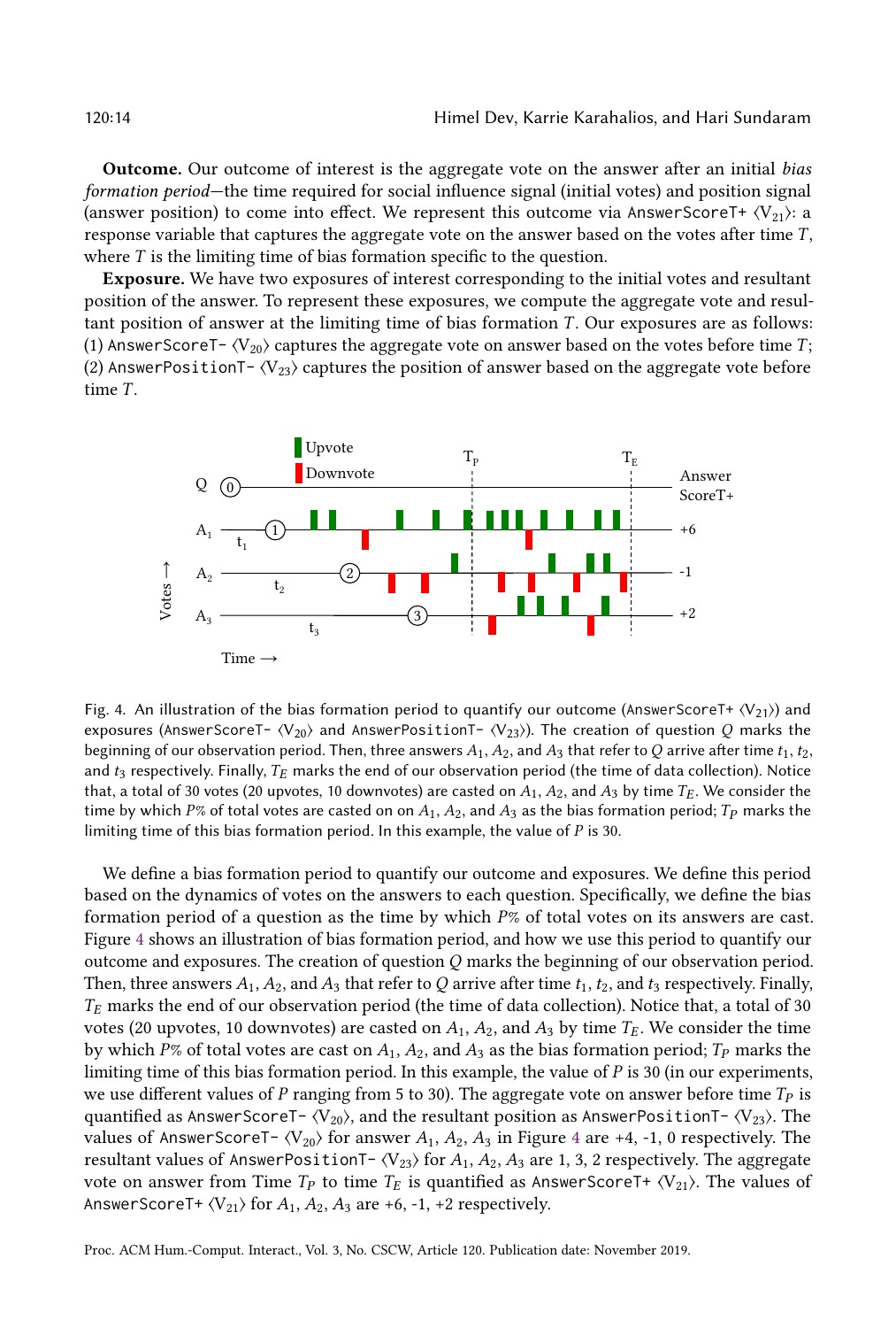**Outcome.** Our outcome of interest is the aggregate vote on the answer after an initial *bias formation period*—the time required for social influence signal (initial votes) and position signal (answer position) to come into effect. We represent this outcome via `AnswerScoreT+` $\langle V_{21} \rangle$: a response variable that captures the aggregate vote on the answer based on the votes after time $T$, where $T$ is the limiting time of bias formation specific to the question.

**Exposure.** We have two exposures of interest corresponding to the initial votes and resultant position of the answer. To represent these exposures, we compute the aggregate vote and resultant position of answer at the limiting time of bias formation $T$. Our exposures are as follows: (1) `AnswerScoreT-` $\langle V_{20} \rangle$ captures the aggregate vote on answer based on the votes before time $T$; (2) `AnswerPositionT-` $\langle V_{23} \rangle$ captures the position of answer based on the aggregate vote before time $T$.

Fig. 4. An illustration of the bias formation period to quantify our outcome (`AnswerScoreT+` $\langle V_{21} \rangle$) and exposures (`AnswerScoreT-` $\langle V_{20} \rangle$ and `AnswerPositionT-` $\langle V_{23} \rangle$). The creation of question $Q$ marks the beginning of our observation period. Then, three answers $A_1$, $A_2$, and $A_3$ that refer to $Q$ arrive after time $t_1$, $t_2$, and $t_3$ respectively. Finally, $T_E$ marks the end of our observation period (the time of data collection). Notice that, a total of 30 votes (20 upvotes, 10 downvotes) are casted on $A_1$, $A_2$, and $A_3$ by time $T_E$. We consider the time by which $P$% of total votes are casted on on $A_1$, $A_2$, and $A_3$ as the bias formation period; $T_P$ marks the limiting time of this bias formation period. In this example, the value of $P$ is 30.

We define a bias formation period to quantify our outcome and exposures. We define this period based on the dynamics of votes on the answers to each question. Specifically, we define the bias formation period of a question as the time by which $P$% of total votes on its answers are cast. Figure 4 shows an illustration of bias formation period, and how we use this period to quantify our outcome and exposures. The creation of question $Q$ marks the beginning of our observation period. Then, three answers $A_1$, $A_2$, and $A_3$ that refer to $Q$ arrive after time $t_1$, $t_2$, and $t_3$ respectively. Finally, $T_E$ marks the end of our observation period (the time of data collection). Notice that, a total of 30 votes (20 upvotes, 10 downvotes) are casted on $A_1$, $A_2$, and $A_3$ by time $T_E$. We consider the time by which $P$% of total votes are cast on $A_1$, $A_2$, and $A_3$ as the bias formation period; $T_P$ marks the limiting time of this bias formation period. In this example, the value of $P$ is 30 (in our experiments, we use different values of $P$ ranging from 5 to 30). The aggregate vote on answer before time $T_P$ is quantified as `AnswerScoreT-` $\langle V_{20} \rangle$, and the resultant position as `AnswerPositionT-` $\langle V_{23} \rangle$. The values of `AnswerScoreT-` $\langle V_{20} \rangle$ for answer $A_1$, $A_2$, $A_3$ in Figure 4 are +4, -1, 0 respectively. The resultant values of `AnswerPositionT-` $\langle V_{23} \rangle$ for $A_1$, $A_2$, $A_3$ are 1, 3, 2 respectively. The aggregate vote on answer from Time $T_P$ to time $T_E$ is quantified as `AnswerScoreT+` $\langle V_{21} \rangle$. The values of `AnswerScoreT+` $\langle V_{21} \rangle$ for $A_1$, $A_2$, $A_3$ are +6, -1, +2 respectively.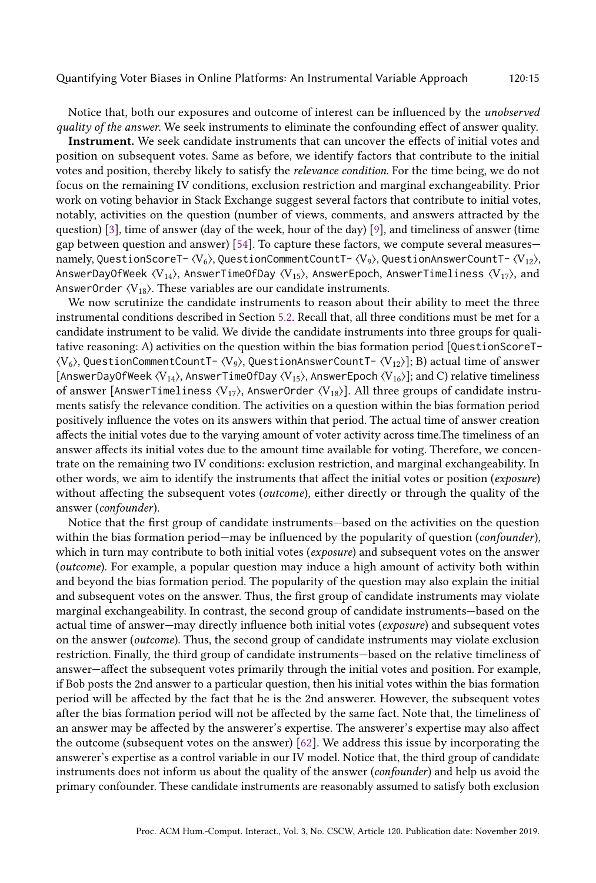Notice that, both our exposures and outcome of interest can be influenced by the *unobserved quality of the answer*. We seek instruments to eliminate the confounding effect of answer quality.

**Instrument.** We seek candidate instruments that can uncover the effects of initial votes and position on subsequent votes. Same as before, we identify factors that contribute to the initial votes and position, thereby likely to satisfy the *relevance condition*. For the time being, we do not focus on the remaining IV conditions, exclusion restriction and marginal exchangeability. Prior work on voting behavior in Stack Exchange suggest several factors that contribute to initial votes, notably, activities on the question (number of views, comments, and answers attracted by the question) [3], time of answer (day of the week, hour of the day) [9], and timeliness of answer (time gap between question and answer) [54]. To capture these factors, we compute several measures—namely, `QuestionScoreT-` ⟨$V_6$⟩, `QuestionCommentCountT-` ⟨$V_9$⟩, `QuestionAnswerCountT-` ⟨$V_{12}$⟩, `AnswerDayOfWeek` ⟨$V_{14}$⟩, `AnswerTimeOfDay` ⟨$V_{15}$⟩, `AnswerEpoch`, `AnswerTimeliness` ⟨$V_{17}$⟩, and `AnswerOrder` ⟨$V_{18}$⟩. These variables are our candidate instruments.

We now scrutinize the candidate instruments to reason about their ability to meet the three instrumental conditions described in Section 5.2. Recall that, all three conditions must be met for a candidate instrument to be valid. We divide the candidate instruments into three groups for qualitative reasoning: A) activities on the question within the bias formation period [`QuestionScoreT-` ⟨$V_6$⟩, `QuestionCommentCountT-` ⟨$V_9$⟩, `QuestionAnswerCountT-` ⟨$V_{12}$⟩]; B) actual time of answer [`AnswerDayOfWeek` ⟨$V_{14}$⟩, `AnswerTimeOfDay` ⟨$V_{15}$⟩, `AnswerEpoch` ⟨$V_{16}$⟩]; and C) relative timeliness of answer [`AnswerTimeliness` ⟨$V_{17}$⟩, `AnswerOrder` ⟨$V_{18}$⟩]. All three groups of candidate instruments satisfy the relevance condition. The activities on a question within the bias formation period positively influence the votes on its answers within that period. The actual time of answer creation affects the initial votes due to the varying amount of voter activity across time.The timeliness of an answer affects its initial votes due to the amount time available for voting. Therefore, we concentrate on the remaining two IV conditions: exclusion restriction, and marginal exchangeability. In other words, we aim to identify the instruments that affect the initial votes or position (*exposure*) without affecting the subsequent votes (*outcome*), either directly or through the quality of the answer (*confounder*).

Notice that the first group of candidate instruments—based on the activities on the question within the bias formation period—may be influenced by the popularity of question (*confounder*), which in turn may contribute to both initial votes (*exposure*) and subsequent votes on the answer (*outcome*). For example, a popular question may induce a high amount of activity both within and beyond the bias formation period. The popularity of the question may also explain the initial and subsequent votes on the answer. Thus, the first group of candidate instruments may violate marginal exchangeability. In contrast, the second group of candidate instruments—based on the actual time of answer—may directly influence both initial votes (*exposure*) and subsequent votes on the answer (*outcome*). Thus, the second group of candidate instruments may violate exclusion restriction. Finally, the third group of candidate instruments—based on the relative timeliness of answer—affect the subsequent votes primarily through the initial votes and position. For example, if Bob posts the 2nd answer to a particular question, then his initial votes within the bias formation period will be affected by the fact that he is the 2nd answerer. However, the subsequent votes after the bias formation period will not be affected by the same fact. Note that, the timeliness of an answer may be affected by the answerer's expertise. The answerer's expertise may also affect the outcome (subsequent votes on the answer) [62]. We address this issue by incorporating the answerer's expertise as a control variable in our IV model. Notice that, the third group of candidate instruments does not inform us about the quality of the answer (*confounder*) and help us avoid the primary confounder. These candidate instruments are reasonably assumed to satisfy both exclusion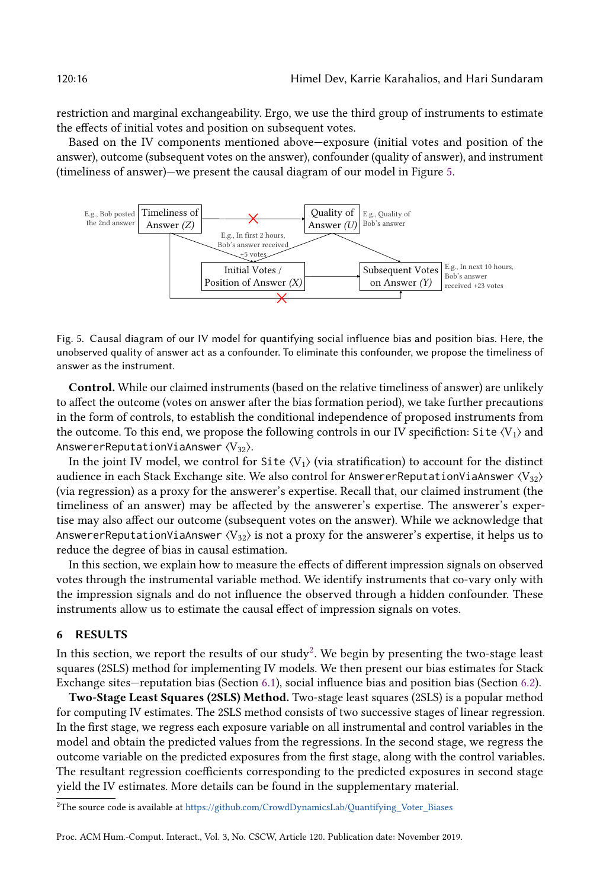restriction and marginal exchangeability. Ergo, we use the third group of instruments to estimate the effects of initial votes and position on subsequent votes.

Based on the IV components mentioned above—exposure (initial votes and position of the answer), outcome (subsequent votes on the answer), confounder (quality of answer), and instrument (timeliness of answer)—we present the causal diagram of our model in Figure 5.

E.g., Bob posted the 2nd answer | Timeliness of Answer *(Z)* | Quality of Answer *(U)* | E.g., Quality of Bob's answer

E.g., In first 2 hours, Bob's answer received +5 votes | Initial Votes / Position of Answer *(X)* | Subsequent Votes on Answer *(Y)* | E.g., In next 10 hours, Bob's answer received +23 votes

Fig. 5. Causal diagram of our IV model for quantifying social influence bias and position bias. Here, the unobserved quality of answer act as a confounder. To eliminate this confounder, we propose the timeliness of answer as the instrument.

**Control.** While our claimed instruments (based on the relative timeliness of answer) are unlikely to affect the outcome (votes on answer after the bias formation period), we take further precautions in the form of controls, to establish the conditional independence of proposed instruments from the outcome. To this end, we propose the following controls in our IV specification: `Site` $\langle V_1 \rangle$ and `AnswererReputationViaAnswer` $\langle V_{32} \rangle$.

In the joint IV model, we control for `Site` $\langle V_1 \rangle$ (via stratification) to account for the distinct audience in each Stack Exchange site. We also control for `AnswererReputationViaAnswer` $\langle V_{32} \rangle$ (via regression) as a proxy for the answerer's expertise. Recall that, our claimed instrument (the timeliness of an answer) may be affected by the answerer's expertise. The answerer's expertise may also affect our outcome (subsequent votes on the answer). While we acknowledge that `AnswererReputationViaAnswer` $\langle V_{32} \rangle$ is not a proxy for the answerer's expertise, it helps us to reduce the degree of bias in causal estimation.

In this section, we explain how to measure the effects of different impression signals on observed votes through the instrumental variable method. We identify instruments that co-vary only with the impression signals and do not influence the observed through a hidden confounder. These instruments allow us to estimate the causal effect of impression signals on votes.

## 6 RESULTS

In this section, we report the results of our study[2]. We begin by presenting the two-stage least squares (2SLS) method for implementing IV models. We then present our bias estimates for Stack Exchange sites—reputation bias (Section 6.1), social influence bias and position bias (Section 6.2).

**Two-Stage Least Squares (2SLS) Method.** Two-stage least squares (2SLS) is a popular method for computing IV estimates. The 2SLS method consists of two successive stages of linear regression. In the first stage, we regress each exposure variable on all instrumental and control variables in the model and obtain the predicted values from the regressions. In the second stage, we regress the outcome variable on the predicted exposures from the first stage, along with the control variables. The resultant regression coefficients corresponding to the predicted exposures in second stage yield the IV estimates. More details can be found in the supplementary material.

[2] The source code is available at https://github.com/CrowdDynamicsLab/Quantifying_Voter_Biases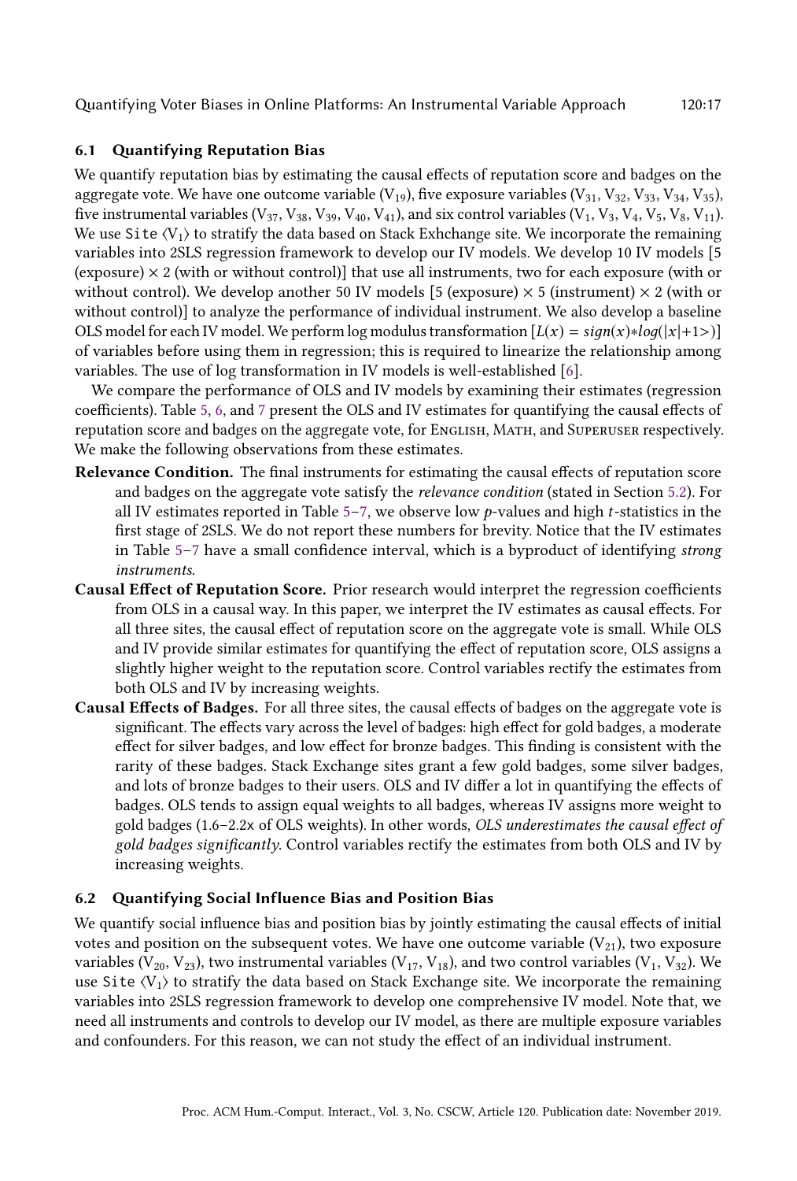### 6.1 Quantifying Reputation Bias

We quantify reputation bias by estimating the causal effects of reputation score and badges on the aggregate vote. We have one outcome variable ($V_{19}$), five exposure variables ($V_{31}$, $V_{32}$, $V_{33}$, $V_{34}$, $V_{35}$), five instrumental variables ($V_{37}$, $V_{38}$, $V_{39}$, $V_{40}$, $V_{41}$), and six control variables ($V_1$, $V_3$, $V_4$, $V_5$, $V_8$, $V_{11}$). We use `Site` $\langle V_1 \rangle$ to stratify the data based on Stack Exhchange site. We incorporate the remaining variables into 2SLS regression framework to develop our IV models. We develop 10 IV models [5 (exposure) × 2 (with or without control)] that use all instruments, two for each exposure (with or without control). We develop another 50 IV models [5 (exposure) × 5 (instrument) × 2 (with or without control)] to analyze the performance of individual instrument. We also develop a baseline OLS model for each IV model. We perform log modulus transformation [$L(x) = sign(x) * log(|x|+1>)$] of variables before using them in regression; this is required to linearize the relationship among variables. The use of log transformation in IV models is well-established [6].

We compare the performance of OLS and IV models by examining their estimates (regression coefficients). Table 5, 6, and 7 present the OLS and IV estimates for quantifying the causal effects of reputation score and badges on the aggregate vote, for English, Math, and Superuser respectively. We make the following observations from these estimates.

**Relevance Condition.** The final instruments for estimating the causal effects of reputation score and badges on the aggregate vote satisfy the *relevance condition* (stated in Section 5.2). For all IV estimates reported in Table 5–7, we observe low $p$-values and high $t$-statistics in the first stage of 2SLS. We do not report these numbers for brevity. Notice that the IV estimates in Table 5–7 have a small confidence interval, which is a byproduct of identifying *strong instruments*.

**Causal Effect of Reputation Score.** Prior research would interpret the regression coefficients from OLS in a causal way. In this paper, we interpret the IV estimates as causal effects. For all three sites, the causal effect of reputation score on the aggregate vote is small. While OLS and IV provide similar estimates for quantifying the effect of reputation score, OLS assigns a slightly higher weight to the reputation score. Control variables rectify the estimates from both OLS and IV by increasing weights.

**Causal Effects of Badges.** For all three sites, the causal effects of badges on the aggregate vote is significant. The effects vary across the level of badges: high effect for gold badges, a moderate effect for silver badges, and low effect for bronze badges. This finding is consistent with the rarity of these badges. Stack Exchange sites grant a few gold badges, some silver badges, and lots of bronze badges to their users. OLS and IV differ a lot in quantifying the effects of badges. OLS tends to assign equal weights to all badges, whereas IV assigns more weight to gold badges (1.6–2.2x of OLS weights). In other words, *OLS underestimates the causal effect of gold badges significantly*. Control variables rectify the estimates from both OLS and IV by increasing weights.

### 6.2 Quantifying Social Influence Bias and Position Bias

We quantify social influence bias and position bias by jointly estimating the causal effects of initial votes and position on the subsequent votes. We have one outcome variable ($V_{21}$), two exposure variables ($V_{20}$, $V_{23}$), two instrumental variables ($V_{17}$, $V_{18}$), and two control variables ($V_1$, $V_{32}$). We use `Site` $\langle V_1 \rangle$ to stratify the data based on Stack Exchange site. We incorporate the remaining variables into 2SLS regression framework to develop one comprehensive IV model. Note that, we need all instruments and controls to develop our IV model, as there are multiple exposure variables and confounders. For this reason, we can not study the effect of an individual instrument.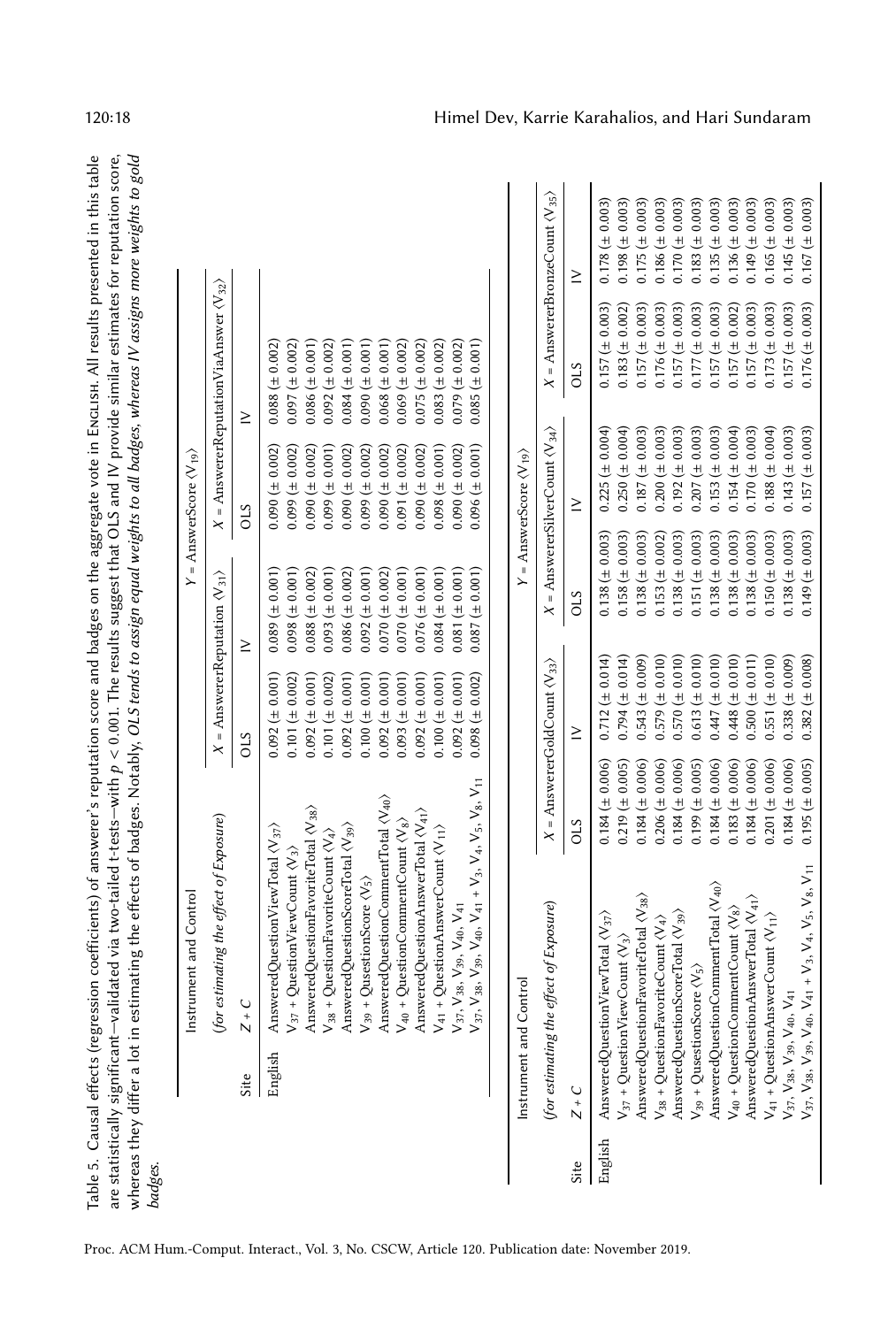Table 5. Causal effects (regression coefficients) of answerer's reputation score and badges on the aggregate vote in English. All results presented in this table are statistically significant—validated via two-tailed t-tests—with $p < 0.001$. The results suggest that OLS and IV provide similar estimates for reputation score, whereas they differ a lot in estimating the effects of badges. Notably, *OLS tends to assign equal weights to all badges, whereas IV assigns more weights to gold badges.*

| Site | Instrument and Control (for estimating the effect of Exposure) $Z + C$ | $Y$ = AnswerScore $\langle V_{19} \rangle$: $X$ = AnswererReputation $\langle V_{31} \rangle$ OLS | IV | $X$ = AnswererReputationViaAnswer $\langle V_{32} \rangle$ OLS | IV |
|---|---|---|---|---|---|
| English | AnsweredQuestionViewTotal $\langle V_{37} \rangle$ | 0.092 (± 0.001) | 0.089 (± 0.001) | 0.090 (± 0.002) | 0.088 (± 0.002) |
| | $V_{37}$ + QuestionViewCount $\langle V_3 \rangle$ | 0.101 (± 0.002) | 0.098 (± 0.001) | 0.099 (± 0.002) | 0.097 (± 0.002) |
| | AnsweredQuestionFavoriteTotal $\langle V_{38} \rangle$ | 0.092 (± 0.001) | 0.088 (± 0.002) | 0.090 (± 0.002) | 0.086 (± 0.001) |
| | $V_{38}$ + QuestionFavoriteCount $\langle V_4 \rangle$ | 0.101 (± 0.002) | 0.093 (± 0.001) | 0.099 (± 0.001) | 0.092 (± 0.002) |
| | AnsweredQuestionScoreTotal $\langle V_{39} \rangle$ | 0.092 (± 0.001) | 0.086 (± 0.002) | 0.090 (± 0.002) | 0.084 (± 0.001) |
| | $V_{39}$ + QusestionScore $\langle V_5 \rangle$ | 0.100 (± 0.001) | 0.092 (± 0.001) | 0.099 (± 0.002) | 0.090 (± 0.001) |
| | AnsweredQuestionCommentTotal $\langle V_{40} \rangle$ | 0.092 (± 0.001) | 0.070 (± 0.002) | 0.090 (± 0.002) | 0.068 (± 0.001) |
| | $V_{40}$ + QuestionCommentCount $\langle V_8 \rangle$ | 0.093 (± 0.001) | 0.070 (± 0.001) | 0.091 (± 0.002) | 0.069 (± 0.002) |
| | AnsweredQuestionAnswerTotal $\langle V_{41} \rangle$ | 0.092 (± 0.001) | 0.076 (± 0.001) | 0.090 (± 0.002) | 0.075 (± 0.002) |
| | $V_{41}$ + QuestionAnswerCount $\langle V_{11} \rangle$ | 0.100 (± 0.001) | 0.084 (± 0.001) | 0.098 (± 0.001) | 0.083 (± 0.002) |
| | $V_{37}$, $V_{38}$, $V_{39}$, $V_{40}$, $V_{41}$ | 0.092 (± 0.001) | 0.081 (± 0.001) | 0.090 (± 0.002) | 0.079 (± 0.002) |
| | $V_{37}$, $V_{38}$, $V_{39}$, $V_{40}$, $V_{41}$ + $V_3$, $V_4$, $V_5$, $V_8$, $V_{11}$ | 0.098 (± 0.002) | 0.087 (± 0.001) | 0.096 (± 0.001) | 0.085 (± 0.001) |

| Site | Instrument and Control (for estimating the effect of Exposure) $Z + C$ | $Y$ = AnswerScore $\langle V_{19} \rangle$: $X$ = AnswererGoldCount $\langle V_{33} \rangle$ OLS | IV | $X$ = AnswererSilverCount $\langle V_{34} \rangle$ OLS | IV | $X$ = AnswererBronzeCount $\langle V_{35} \rangle$ OLS | IV |
|---|---|---|---|---|---|---|---|
| English | AnsweredQuestionViewTotal $\langle V_{37} \rangle$ | 0.184 (± 0.006) | 0.712 (± 0.014) | 0.138 (± 0.003) | 0.225 (± 0.004) | 0.157 (± 0.003) | 0.178 (± 0.003) |
| | $V_{37}$ + QuestionViewCount $\langle V_3 \rangle$ | 0.219 (± 0.005) | 0.794 (± 0.014) | 0.158 (± 0.003) | 0.250 (± 0.004) | 0.183 (± 0.002) | 0.198 (± 0.003) |
| | AnsweredQuestionFavoriteTotal $\langle V_{38} \rangle$ | 0.184 (± 0.006) | 0.543 (± 0.009) | 0.138 (± 0.003) | 0.187 (± 0.003) | 0.157 (± 0.003) | 0.175 (± 0.003) |
| | $V_{38}$ + QuestionFavoriteCount $\langle V_4 \rangle$ | 0.206 (± 0.006) | 0.579 (± 0.010) | 0.153 (± 0.002) | 0.200 (± 0.003) | 0.176 (± 0.003) | 0.186 (± 0.003) |
| | AnsweredQuestionScoreTotal $\langle V_{39} \rangle$ | 0.184 (± 0.006) | 0.570 (± 0.010) | 0.138 (± 0.003) | 0.192 (± 0.003) | 0.157 (± 0.003) | 0.170 (± 0.003) |
| | $V_{39}$ + QusestionScore $\langle V_5 \rangle$ | 0.199 (± 0.005) | 0.613 (± 0.010) | 0.151 (± 0.003) | 0.207 (± 0.003) | 0.177 (± 0.003) | 0.183 (± 0.003) |
| | AnsweredQuestionCommentTotal $\langle V_{40} \rangle$ | 0.184 (± 0.006) | 0.447 (± 0.010) | 0.138 (± 0.003) | 0.153 (± 0.003) | 0.157 (± 0.003) | 0.135 (± 0.003) |
| | $V_{40}$ + QuestionCommentCount $\langle V_8 \rangle$ | 0.183 (± 0.006) | 0.448 (± 0.010) | 0.138 (± 0.003) | 0.154 (± 0.004) | 0.157 (± 0.002) | 0.136 (± 0.003) |
| | AnsweredQuestionAnswerTotal $\langle V_{41} \rangle$ | 0.184 (± 0.006) | 0.500 (± 0.011) | 0.138 (± 0.003) | 0.170 (± 0.003) | 0.157 (± 0.003) | 0.149 (± 0.003) |
| | $V_{41}$ + QuestionAnswerCount $\langle V_{11} \rangle$ | 0.201 (± 0.006) | 0.551 (± 0.010) | 0.150 (± 0.003) | 0.188 (± 0.004) | 0.173 (± 0.003) | 0.165 (± 0.003) |
| | $V_{37}$, $V_{38}$, $V_{39}$, $V_{40}$, $V_{41}$ | 0.184 (± 0.006) | 0.338 (± 0.009) | 0.138 (± 0.003) | 0.143 (± 0.003) | 0.157 (± 0.003) | 0.145 (± 0.003) |
| | $V_{37}$, $V_{38}$, $V_{39}$, $V_{40}$, $V_{41}$ + $V_3$, $V_4$, $V_5$, $V_8$, $V_{11}$ | 0.195 (± 0.005) | 0.382 (± 0.008) | 0.149 (± 0.003) | 0.157 (± 0.003) | 0.176 (± 0.003) | 0.167 (± 0.003) |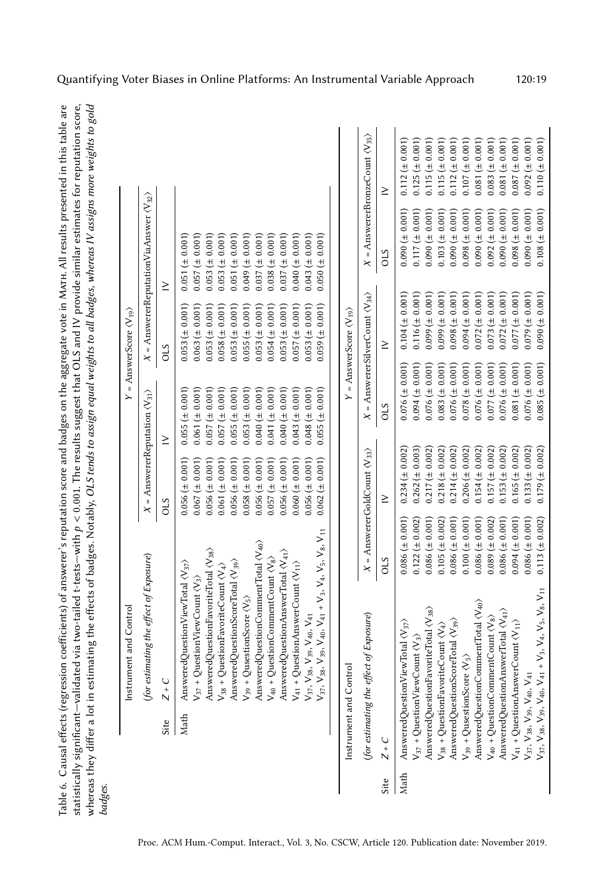Table 6. Causal effects (regression coefficients) of answerer's reputation score and badges on the aggregate vote in Math. All results presented in this table are statistically significant—validated via two-tailed t-tests—with $p < 0.001$. The results suggest that OLS and IV provide similar estimates for reputation score, whereas they differ a lot in estimating the effects of badges. Notably, *OLS tends to assign equal weights to all badges, whereas IV assigns more weights to gold badges.*

| Site | Instrument and Control (for estimating the effect of Exposure) $Z + C$ | $Y$ = AnswerScore ⟨V19⟩, $X$ = AnswererReputation ⟨V31⟩ OLS | IV | $Y$ = AnswerScore ⟨V19⟩, $X$ = AnswererReputationViaAnswer ⟨V32⟩ OLS | IV |
|---|---|---|---|---|---|
| Math | AnsweredQuestionViewTotal ⟨V37⟩ | 0.056 (± 0.001) | 0.055 (± 0.001) | 0.053 (± 0.001) | 0.051 (± 0.001) |
| | V37 + QuestionViewCount ⟨V3⟩ | 0.067 (± 0.001) | 0.061 (± 0.001) | 0.063 (± 0.001) | 0.057 (± 0.001) |
| | AnsweredQuestionFavoriteTotal ⟨V38⟩ | 0.056 (± 0.001) | 0.057 (± 0.001) | 0.053 (± 0.001) | 0.053 (± 0.001) |
| | V38 + QuestionFavoriteCount ⟨V4⟩ | 0.061 (± 0.001) | 0.057 (± 0.001) | 0.058 (± 0.001) | 0.053 (± 0.001) |
| | AnsweredQuestionScoreTotal ⟨V39⟩ | 0.056 (± 0.001) | 0.055 (± 0.001) | 0.053 (± 0.001) | 0.051 (± 0.001) |
| | V39 + QusestionScore ⟨V5⟩ | 0.058 (± 0.001) | 0.053 (± 0.001) | 0.055 (± 0.001) | 0.049 (± 0.001) |
| | AnsweredQuestionCommentTotal ⟨V40⟩ | 0.056 (± 0.001) | 0.040 (± 0.001) | 0.053 (± 0.001) | 0.037 (± 0.001) |
| | V40 + QuestionCommentCount ⟨V8⟩ | 0.057 (± 0.001) | 0.041 (± 0.001) | 0.054 (± 0.001) | 0.038 (± 0.001) |
| | AnsweredQuestionAnswerTotal ⟨V41⟩ | 0.056 (± 0.001) | 0.040 (± 0.001) | 0.053 (± 0.001) | 0.037 (± 0.001) |
| | V41 + QuestionAnswerCount ⟨V11⟩ | 0.060 (± 0.001) | 0.043 (± 0.001) | 0.057 (± 0.001) | 0.040 (± 0.001) |
| | V37, V38, V39, V40, V41 | 0.056 (± 0.001) | 0.048 (± 0.001) | 0.053 (± 0.001) | 0.043 (± 0.001) |
| | V37, V38, V39, V40, V41 + V3, V4, V5, V8, V11 | 0.062 (± 0.001) | 0.055 (± 0.001) | 0.059 (± 0.001) | 0.050 (± 0.001) |

| Site | Instrument and Control (for estimating the effect of Exposure) $Z + C$ | $Y$ = AnswerScore ⟨V19⟩, $X$ = AnswererGoldCount ⟨V33⟩ OLS | IV | $X$ = AnswererSilverCount ⟨V34⟩ OLS | IV | $X$ = AnswererBronzeCount ⟨V35⟩ OLS | IV |
|---|---|---|---|---|---|---|---|
| Math | AnsweredQuestionViewTotal ⟨V37⟩ | 0.086 (± 0.001) | 0.234 (± 0.002) | 0.076 (± 0.001) | 0.104 (± 0.001) | 0.090 (± 0.001) | 0.112 (± 0.001) |
| | V37 + QuestionViewCount ⟨V3⟩ | 0.122 (± 0.002) | 0.262 (± 0.003) | 0.094 (± 0.001) | 0.116 (± 0.001) | 0.117 (± 0.001) | 0.125 (± 0.001) |
| | AnsweredQuestionFavoriteTotal ⟨V38⟩ | 0.086 (± 0.001) | 0.217 (± 0.002) | 0.076 (± 0.001) | 0.099 (± 0.001) | 0.090 (± 0.001) | 0.115 (± 0.001) |
| | V38 + QuestionFavoriteCount ⟨V4⟩ | 0.105 (± 0.002) | 0.218 (± 0.002) | 0.083 (± 0.001) | 0.099 (± 0.001) | 0.103 (± 0.001) | 0.115 (± 0.001) |
| | AnsweredQuestionScoreTotal ⟨V39⟩ | 0.086 (± 0.001) | 0.214 (± 0.002) | 0.076 (± 0.001) | 0.098 (± 0.001) | 0.090 (± 0.001) | 0.112 (± 0.001) |
| | V39 + QusestionScore ⟨V5⟩ | 0.100 (± 0.001) | 0.206 (± 0.002) | 0.078 (± 0.001) | 0.094 (± 0.001) | 0.098 (± 0.001) | 0.107 (± 0.001) |
| | AnsweredQuestionCommentTotal ⟨V40⟩ | 0.086 (± 0.001) | 0.154 (± 0.002) | 0.076 (± 0.001) | 0.072 (± 0.001) | 0.090 (± 0.001) | 0.081 (± 0.001) |
| | V40 + QuestionCommentCount ⟨V8⟩ | 0.089 (± 0.002) | 0.157 (± 0.002) | 0.077 (± 0.001) | 0.073 (± 0.001) | 0.092 (± 0.001) | 0.083 (± 0.001) |
| | AnsweredQuestionAnswerTotal ⟨V41⟩ | 0.086 (± 0.001) | 0.153 (± 0.002) | 0.076 (± 0.001) | 0.072 (± 0.001) | 0.090 (± 0.001) | 0.081 (± 0.001) |
| | V41 + QuestionAnswerCount ⟨V11⟩ | 0.094 (± 0.001) | 0.165 (± 0.002) | 0.081 (± 0.001) | 0.077 (± 0.001) | 0.098 (± 0.001) | 0.087 (± 0.001) |
| | V37, V38, V39, V40, V41 | 0.086 (± 0.001) | 0.133 (± 0.002) | 0.076 (± 0.001) | 0.079 (± 0.001) | 0.090 (± 0.001) | 0.092 (± 0.001) |
| | V37, V38, V39, V40, V41 + V3, V4, V5, V8, V11 | 0.113 (± 0.002) | 0.179 (± 0.002) | 0.085 (± 0.001) | 0.090 (± 0.001) | 0.108 (± 0.001) | 0.110 (± 0.001) |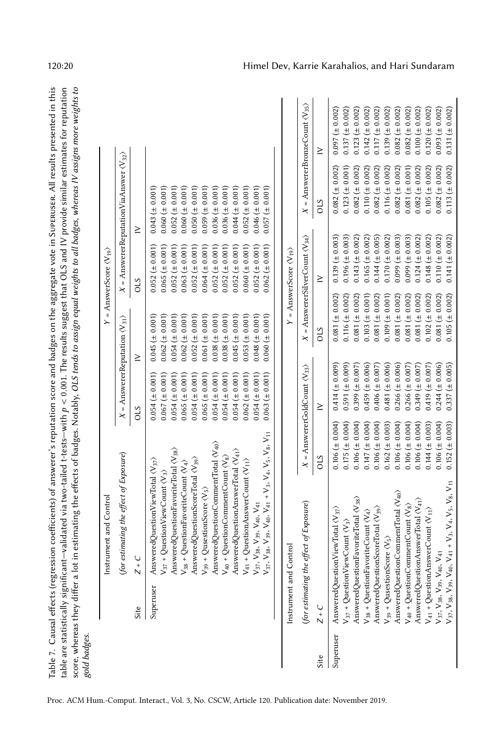Table 7. Causal effects (regression coefficients) of answerer's reputation score and badges on the aggregate vote in Superuser. All results presented in this table are statistically significant—validated via two-tailed t-tests—with $p < 0.001$. The results suggest that OLS and IV provide similar estimates for reputation score, whereas they differ a lot in estimating the effects of badges. Notably, *OLS tends to assign equal weights to all badges, whereas IV assigns more weights to gold badges.*

| | Instrument and Control | $Y$ = AnswerScore ⟨$V_{19}$⟩ | | | |
|---|---|---|---|---|---|
| | *(for estimating the effect of Exposure)* | $X$ = AnswererReputation ⟨$V_{31}$⟩ | | $X$ = AnswererReputationViaAnswer ⟨$V_{32}$⟩ | |
| Site | $Z + C$ | OLS | IV | OLS | IV |
| Superuser | AnsweredQuestionViewTotal ⟨$V_{37}$⟩ | 0.054 (± 0.001) | 0.045 (± 0.001) | 0.052 (± 0.001) | 0.043 (± 0.001) |
| | $V_{37}$ + QuestionViewCount ⟨$V_3$⟩ | 0.067 (± 0.001) | 0.062 (± 0.001) | 0.065 (± 0.001) | 0.060 (± 0.001) |
| | AnsweredQuestionFavoriteTotal ⟨$V_{38}$⟩ | 0.054 (± 0.001) | 0.054 (± 0.001) | 0.052 (± 0.001) | 0.052 (± 0.001) |
| | $V_{38}$ + QuestionFavoriteCount ⟨$V_4$⟩ | 0.065 (± 0.001) | 0.062 (± 0.001) | 0.063 (± 0.001) | 0.060 (± 0.001) |
| | AnsweredQuestionScoreTotal ⟨$V_{39}$⟩ | 0.054 (± 0.001) | 0.052 (± 0.001) | 0.052 (± 0.001) | 0.050 (± 0.001) |
| | $V_{39}$ + QusestionScore ⟨$V_5$⟩ | 0.065 (± 0.001) | 0.061 (± 0.001) | 0.064 (± 0.001) | 0.059 (± 0.001) |
| | AnsweredQuestionCommentTotal ⟨$V_{40}$⟩ | 0.054 (± 0.001) | 0.038 (± 0.001) | 0.052 (± 0.001) | 0.036 (± 0.001) |
| | $V_{40}$ + QuestionCommentCount ⟨$V_8$⟩ | 0.054 (± 0.001) | 0.038 (± 0.001) | 0.052 (± 0.001) | 0.036 (± 0.001) |
| | AnsweredQuestionAnswerTotal ⟨$V_{41}$⟩ | 0.054 (± 0.001) | 0.045 (± 0.001) | 0.052 (± 0.001) | 0.044 (± 0.001) |
| | $V_{41}$ + QuestionAnswerCount ⟨$V_{11}$⟩ | 0.062 (± 0.001) | 0.053 (± 0.001) | 0.060 (± 0.001) | 0.052 (± 0.001) |
| | $V_{37}$, $V_{38}$, $V_{39}$, $V_{40}$, $V_{41}$ | 0.054 (± 0.001) | 0.048 (± 0.001) | 0.052 (± 0.001) | 0.046 (± 0.001) |
| | $V_{37}$, $V_{38}$, $V_{39}$, $V_{40}$, $V_{41}$ + $V_3$, $V_4$, $V_5$, $V_8$, $V_{11}$ | 0.063 (± 0.001) | 0.060 (± 0.001) | 0.062 (± 0.001) | 0.057 (± 0.001) |

| | Instrument and Control | $Y$ = AnswerScore ⟨$V_{19}$⟩ | | | | | |
|---|---|---|---|---|---|---|---|
| | *(for estimating the effect of Exposure)* | $X$ = AnswererGoldCount ⟨$V_{33}$⟩ | | $X$ = AnswererSilverCount ⟨$V_{34}$⟩ | | $X$ = AnswererBronzeCount ⟨$V_{35}$⟩ | |
| Site | $Z + C$ | OLS | IV | OLS | IV | OLS | IV |
| Superuser | AnsweredQuestionViewTotal ⟨$V_{37}$⟩ | 0.106 (± 0.004) | 0.414 (± 0.009) | 0.081 (± 0.002) | 0.139 (± 0.003) | 0.082 (± 0.002) | 0.097 (± 0.002) |
| | $V_{37}$ + QuestionViewCount ⟨$V_3$⟩ | 0.175 (± 0.004) | 0.591 (± 0.009) | 0.116 (± 0.002) | 0.196 (± 0.003) | 0.123 (± 0.001) | 0.137 (± 0.002) |
| | AnsweredQuestionFavoriteTotal ⟨$V_{38}$⟩ | 0.106 (± 0.004) | 0.399 (± 0.007) | 0.081 (± 0.002) | 0.143 (± 0.002) | 0.082 (± 0.002) | 0.123 (± 0.002) |
| | $V_{38}$ + QuestionFavoriteCount ⟨$V_4$⟩ | 0.147 (± 0.004) | 0.459 (± 0.006) | 0.103 (± 0.001) | 0.165 (± 0.002) | 0.110 (± 0.002) | 0.142 (± 0.002) |
| | AnsweredQuestionScoreTotal ⟨$V_{39}$⟩ | 0.106 (± 0.004) | 0.406 (± 0.007) | 0.081 (± 0.002) | 0.144 (± 0.005) | 0.082 (± 0.002) | 0.117 (± 0.002) |
| | $V_{39}$ + QusestionScore ⟨$V_5$⟩ | 0.162 (± 0.003) | 0.481 (± 0.006) | 0.109 (± 0.001) | 0.170 (± 0.002) | 0.116 (± 0.002) | 0.139 (± 0.002) |
| | AnsweredQuestionCommentTotal ⟨$V_{40}$⟩ | 0.106 (± 0.004) | 0.266 (± 0.006) | 0.081 (± 0.002) | 0.099 (± 0.003) | 0.082 (± 0.002) | 0.082 (± 0.002) |
| | $V_{40}$ + QuestionCommentCount ⟨$V_8$⟩ | 0.106 (± 0.004) | 0.266 (± 0.007) | 0.081 (± 0.002) | 0.099 (± 0.003) | 0.081 (± 0.001) | 0.082 (± 0.002) |
| | AnsweredQuestionAnswerTotal ⟨$V_{41}$⟩ | 0.106 (± 0.004) | 0.349 (± 0.007) | 0.081 (± 0.002) | 0.124 (± 0.002) | 0.082 (± 0.002) | 0.100 (± 0.002) |
| | $V_{41}$ + QuestionAnswerCount ⟨$V_{11}$⟩ | 0.144 (± 0.003) | 0.419 (± 0.007) | 0.102 (± 0.002) | 0.148 (± 0.002) | 0.105 (± 0.002) | 0.120 (± 0.002) |
| | $V_{37}$, $V_{38}$, $V_{39}$, $V_{40}$, $V_{41}$ | 0.106 (± 0.004) | 0.244 (± 0.006) | 0.081 (± 0.002) | 0.110 (± 0.002) | 0.082 (± 0.002) | 0.093 (± 0.002) |
| | $V_{37}$, $V_{38}$, $V_{39}$, $V_{40}$, $V_{41}$ + $V_3$, $V_4$, $V_5$, $V_8$, $V_{11}$ | 0.152 (± 0.003) | 0.337 (± 0.005) | 0.105 (± 0.002) | 0.141 (± 0.002) | 0.113 (± 0.002) | 0.131 (± 0.002) |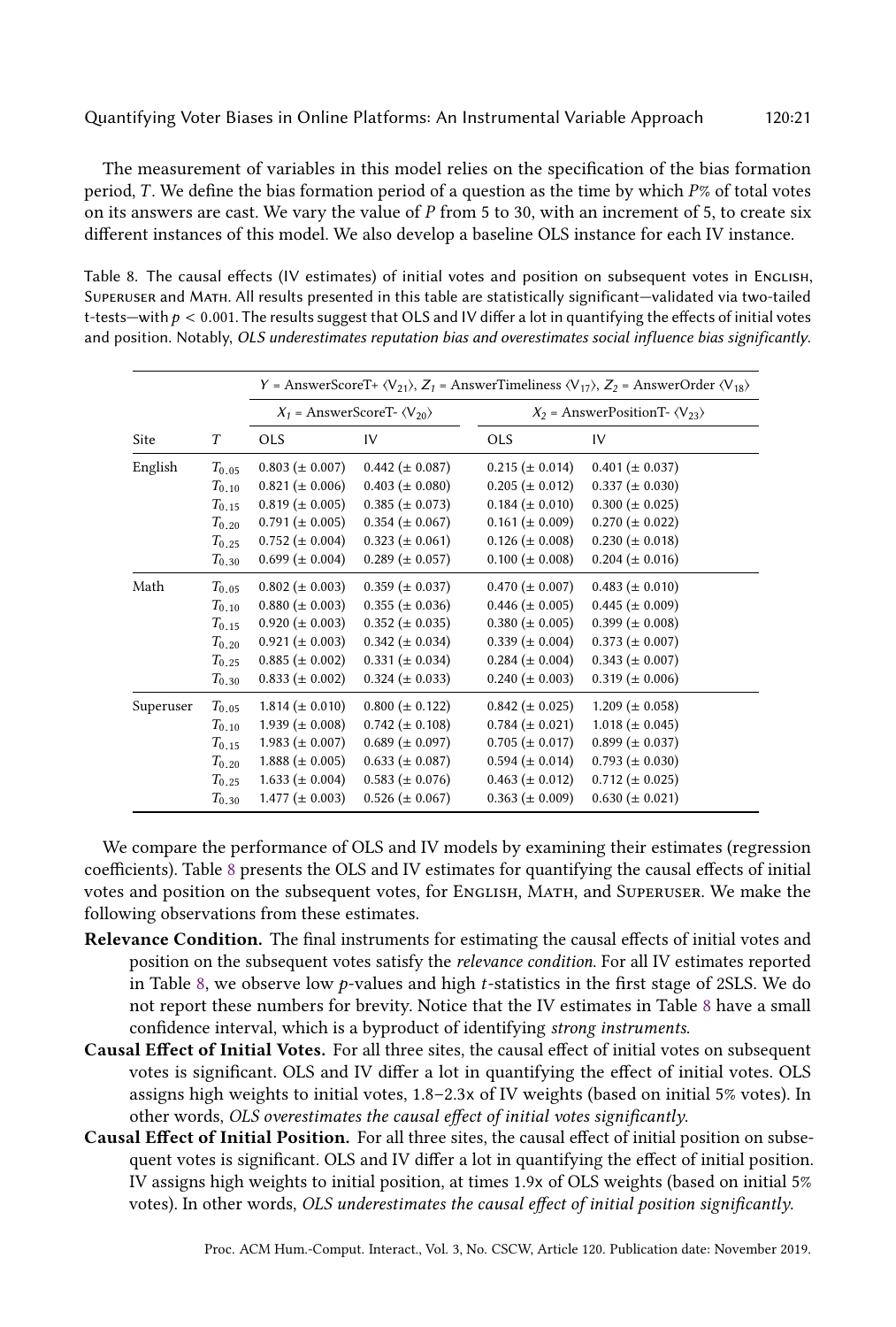The measurement of variables in this model relies on the specification of the bias formation period, $T$. We define the bias formation period of a question as the time by which $P$% of total votes on its answers are cast. We vary the value of $P$ from 5 to 30, with an increment of 5, to create six different instances of this model. We also develop a baseline OLS instance for each IV instance.

Table 8. The causal effects (IV estimates) of initial votes and position on subsequent votes in English, Superuser and Math. All results presented in this table are statistically significant—validated via two-tailed t-tests—with $p < 0.001$. The results suggest that OLS and IV differ a lot in quantifying the effects of initial votes and position. Notably, *OLS underestimates reputation bias and overestimates social influence bias significantly.*

| | | $Y$ = AnswerScoreT+ $\langle V_{21} \rangle$, $Z_1$ = AnswerTimeliness $\langle V_{17} \rangle$, $Z_2$ = AnswerOrder $\langle V_{18} \rangle$ | | | |
|---|---|---|---|---|---|
| | | $X_1$ = AnswerScoreT- $\langle V_{20} \rangle$ | | $X_2$ = AnswerPositionT- $\langle V_{23} \rangle$ | |
| Site | $T$ | OLS | IV | OLS | IV |
| English | $T_{0.05}$ | 0.803 ($\pm$ 0.007) | 0.442 ($\pm$ 0.087) | 0.215 ($\pm$ 0.014) | 0.401 ($\pm$ 0.037) |
| | $T_{0.10}$ | 0.821 ($\pm$ 0.006) | 0.403 ($\pm$ 0.080) | 0.205 ($\pm$ 0.012) | 0.337 ($\pm$ 0.030) |
| | $T_{0.15}$ | 0.819 ($\pm$ 0.005) | 0.385 ($\pm$ 0.073) | 0.184 ($\pm$ 0.010) | 0.300 ($\pm$ 0.025) |
| | $T_{0.20}$ | 0.791 ($\pm$ 0.005) | 0.354 ($\pm$ 0.067) | 0.161 ($\pm$ 0.009) | 0.270 ($\pm$ 0.022) |
| | $T_{0.25}$ | 0.752 ($\pm$ 0.004) | 0.323 ($\pm$ 0.061) | 0.126 ($\pm$ 0.008) | 0.230 ($\pm$ 0.018) |
| | $T_{0.30}$ | 0.699 ($\pm$ 0.004) | 0.289 ($\pm$ 0.057) | 0.100 ($\pm$ 0.008) | 0.204 ($\pm$ 0.016) |
| Math | $T_{0.05}$ | 0.802 ($\pm$ 0.003) | 0.359 ($\pm$ 0.037) | 0.470 ($\pm$ 0.007) | 0.483 ($\pm$ 0.010) |
| | $T_{0.10}$ | 0.880 ($\pm$ 0.003) | 0.355 ($\pm$ 0.036) | 0.446 ($\pm$ 0.005) | 0.445 ($\pm$ 0.009) |
| | $T_{0.15}$ | 0.920 ($\pm$ 0.003) | 0.352 ($\pm$ 0.035) | 0.380 ($\pm$ 0.005) | 0.399 ($\pm$ 0.008) |
| | $T_{0.20}$ | 0.921 ($\pm$ 0.003) | 0.342 ($\pm$ 0.034) | 0.339 ($\pm$ 0.004) | 0.373 ($\pm$ 0.007) |
| | $T_{0.25}$ | 0.885 ($\pm$ 0.002) | 0.331 ($\pm$ 0.034) | 0.284 ($\pm$ 0.004) | 0.343 ($\pm$ 0.007) |
| | $T_{0.30}$ | 0.833 ($\pm$ 0.002) | 0.324 ($\pm$ 0.033) | 0.240 ($\pm$ 0.003) | 0.319 ($\pm$ 0.006) |
| Superuser | $T_{0.05}$ | 1.814 ($\pm$ 0.010) | 0.800 ($\pm$ 0.122) | 0.842 ($\pm$ 0.025) | 1.209 ($\pm$ 0.058) |
| | $T_{0.10}$ | 1.939 ($\pm$ 0.008) | 0.742 ($\pm$ 0.108) | 0.784 ($\pm$ 0.021) | 1.018 ($\pm$ 0.045) |
| | $T_{0.15}$ | 1.983 ($\pm$ 0.007) | 0.689 ($\pm$ 0.097) | 0.705 ($\pm$ 0.017) | 0.899 ($\pm$ 0.037) |
| | $T_{0.20}$ | 1.888 ($\pm$ 0.005) | 0.633 ($\pm$ 0.087) | 0.594 ($\pm$ 0.014) | 0.793 ($\pm$ 0.030) |
| | $T_{0.25}$ | 1.633 ($\pm$ 0.004) | 0.583 ($\pm$ 0.076) | 0.463 ($\pm$ 0.012) | 0.712 ($\pm$ 0.025) |
| | $T_{0.30}$ | 1.477 ($\pm$ 0.003) | 0.526 ($\pm$ 0.067) | 0.363 ($\pm$ 0.009) | 0.630 ($\pm$ 0.021) |

We compare the performance of OLS and IV models by examining their estimates (regression coefficients). Table 8 presents the OLS and IV estimates for quantifying the causal effects of initial votes and position on the subsequent votes, for English, Math, and Superuser. We make the following observations from these estimates.

- **Relevance Condition.** The final instruments for estimating the causal effects of initial votes and position on the subsequent votes satisfy the *relevance condition*. For all IV estimates reported in Table 8, we observe low $p$-values and high $t$-statistics in the first stage of 2SLS. We do not report these numbers for brevity. Notice that the IV estimates in Table 8 have a small confidence interval, which is a byproduct of identifying *strong instruments*.
- **Causal Effect of Initial Votes.** For all three sites, the causal effect of initial votes on subsequent votes is significant. OLS and IV differ a lot in quantifying the effect of initial votes. OLS assigns high weights to initial votes, 1.8–2.3x of IV weights (based on initial 5% votes). In other words, *OLS overestimates the causal effect of initial votes significantly*.
- **Causal Effect of Initial Position.** For all three sites, the causal effect of initial position on subsequent votes is significant. OLS and IV differ a lot in quantifying the effect of initial position. IV assigns high weights to initial position, at times 1.9x of OLS weights (based on initial 5% votes). In other words, *OLS underestimates the causal effect of initial position significantly*.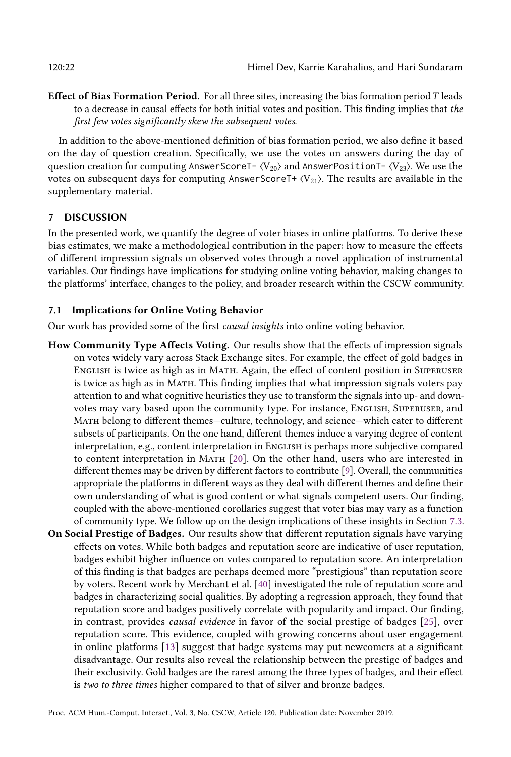**Effect of Bias Formation Period.** For all three sites, increasing the bias formation period $T$ leads to a decrease in causal effects for both initial votes and position. This finding implies that *the first few votes significantly skew the subsequent votes*.

In addition to the above-mentioned definition of bias formation period, we also define it based on the day of question creation. Specifically, we use the votes on answers during the day of question creation for computing `AnswerScoreT-` $\langle V_{20} \rangle$ and `AnswerPositionT-` $\langle V_{23} \rangle$. We use the votes on subsequent days for computing `AnswerScoreT+` $\langle V_{21} \rangle$. The results are available in the supplementary material.

## 7 DISCUSSION

In the presented work, we quantify the degree of voter biases in online platforms. To derive these bias estimates, we make a methodological contribution in the paper: how to measure the effects of different impression signals on observed votes through a novel application of instrumental variables. Our findings have implications for studying online voting behavior, making changes to the platforms' interface, changes to the policy, and broader research within the CSCW community.

### 7.1 Implications for Online Voting Behavior

Our work has provided some of the first *causal insights* into online voting behavior.

**How Community Type Affects Voting.** Our results show that the effects of impression signals on votes widely vary across Stack Exchange sites. For example, the effect of gold badges in English is twice as high as in Math. Again, the effect of content position in Superuser is twice as high as in Math. This finding implies that what impression signals voters pay attention to and what cognitive heuristics they use to transform the signals into up- and down-votes may vary based upon the community type. For instance, English, Superuser, and Math belong to different themes—culture, technology, and science—which cater to different subsets of participants. On the one hand, different themes induce a varying degree of content interpretation, e.g., content interpretation in English is perhaps more subjective compared to content interpretation in Math [20]. On the other hand, users who are interested in different themes may be driven by different factors to contribute [9]. Overall, the communities appropriate the platforms in different ways as they deal with different themes and define their own understanding of what is good content or what signals competent users. Our finding, coupled with the above-mentioned corollaries suggest that voter bias may vary as a function of community type. We follow up on the design implications of these insights in Section 7.3.

**On Social Prestige of Badges.** Our results show that different reputation signals have varying effects on votes. While both badges and reputation score are indicative of user reputation, badges exhibit higher influence on votes compared to reputation score. An interpretation of this finding is that badges are perhaps deemed more "prestigious" than reputation score by voters. Recent work by Merchant et al. [40] investigated the role of reputation score and badges in characterizing social qualities. By adopting a regression approach, they found that reputation score and badges positively correlate with popularity and impact. Our finding, in contrast, provides *causal evidence* in favor of the social prestige of badges [25], over reputation score. This evidence, coupled with growing concerns about user engagement in online platforms [13] suggest that badge systems may put newcomers at a significant disadvantage. Our results also reveal the relationship between the prestige of badges and their exclusivity. Gold badges are the rarest among the three types of badges, and their effect is *two to three times* higher compared to that of silver and bronze badges.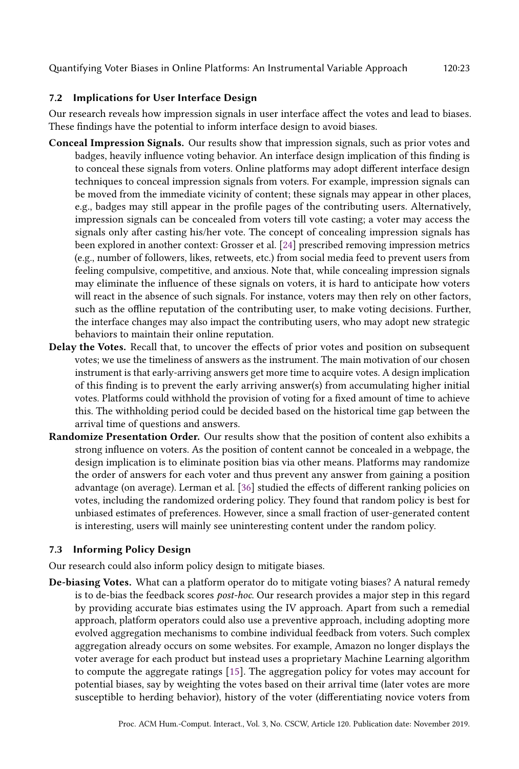### 7.2 Implications for User Interface Design

Our research reveals how impression signals in user interface affect the votes and lead to biases. These findings have the potential to inform interface design to avoid biases.

**Conceal Impression Signals.** Our results show that impression signals, such as prior votes and badges, heavily influence voting behavior. An interface design implication of this finding is to conceal these signals from voters. Online platforms may adopt different interface design techniques to conceal impression signals from voters. For example, impression signals can be moved from the immediate vicinity of content; these signals may appear in other places, e.g., badges may still appear in the profile pages of the contributing users. Alternatively, impression signals can be concealed from voters till vote casting; a voter may access the signals only after casting his/her vote. The concept of concealing impression signals has been explored in another context: Grosser et al. [24] prescribed removing impression metrics (e.g., number of followers, likes, retweets, etc.) from social media feed to prevent users from feeling compulsive, competitive, and anxious. Note that, while concealing impression signals may eliminate the influence of these signals on voters, it is hard to anticipate how voters will react in the absence of such signals. For instance, voters may then rely on other factors, such as the offline reputation of the contributing user, to make voting decisions. Further, the interface changes may also impact the contributing users, who may adopt new strategic behaviors to maintain their online reputation.

**Delay the Votes.** Recall that, to uncover the effects of prior votes and position on subsequent votes; we use the timeliness of answers as the instrument. The main motivation of our chosen instrument is that early-arriving answers get more time to acquire votes. A design implication of this finding is to prevent the early arriving answer(s) from accumulating higher initial votes. Platforms could withhold the provision of voting for a fixed amount of time to achieve this. The withholding period could be decided based on the historical time gap between the arrival time of questions and answers.

**Randomize Presentation Order.** Our results show that the position of content also exhibits a strong influence on voters. As the position of content cannot be concealed in a webpage, the design implication is to eliminate position bias via other means. Platforms may randomize the order of answers for each voter and thus prevent any answer from gaining a position advantage (on average). Lerman et al. [36] studied the effects of different ranking policies on votes, including the randomized ordering policy. They found that random policy is best for unbiased estimates of preferences. However, since a small fraction of user-generated content is interesting, users will mainly see uninteresting content under the random policy.

### 7.3 Informing Policy Design

Our research could also inform policy design to mitigate biases.

**De-biasing Votes.** What can a platform operator do to mitigate voting biases? A natural remedy is to de-bias the feedback scores *post-hoc*. Our research provides a major step in this regard by providing accurate bias estimates using the IV approach. Apart from such a remedial approach, platform operators could also use a preventive approach, including adopting more evolved aggregation mechanisms to combine individual feedback from voters. Such complex aggregation already occurs on some websites. For example, Amazon no longer displays the voter average for each product but instead uses a proprietary Machine Learning algorithm to compute the aggregate ratings [15]. The aggregation policy for votes may account for potential biases, say by weighting the votes based on their arrival time (later votes are more susceptible to herding behavior), history of the voter (differentiating novice voters from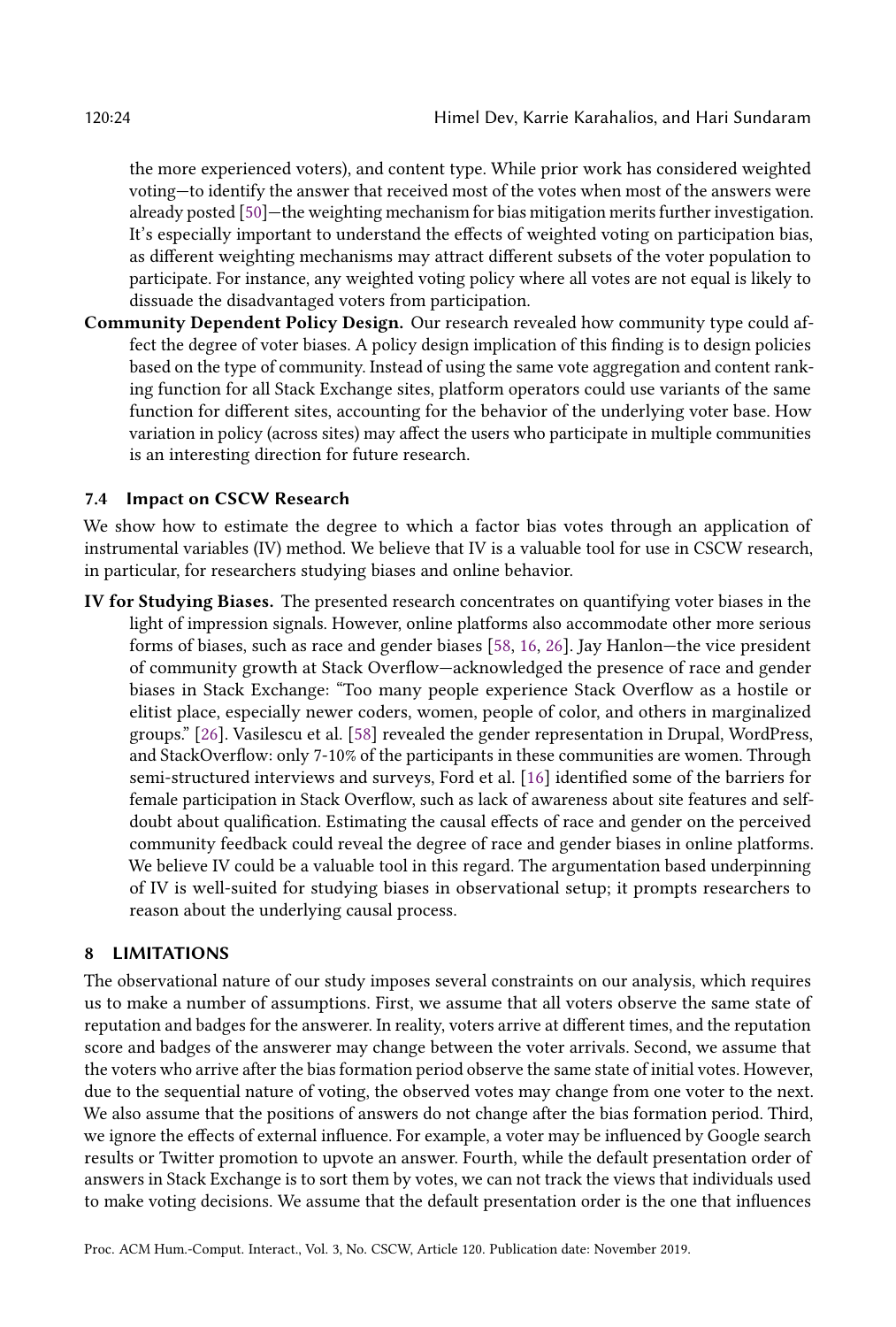the more experienced voters), and content type. While prior work has considered weighted voting—to identify the answer that received most of the votes when most of the answers were already posted [50]—the weighting mechanism for bias mitigation merits further investigation. It's especially important to understand the effects of weighted voting on participation bias, as different weighting mechanisms may attract different subsets of the voter population to participate. For instance, any weighted voting policy where all votes are not equal is likely to dissuade the disadvantaged voters from participation.

**Community Dependent Policy Design.** Our research revealed how community type could affect the degree of voter biases. A policy design implication of this finding is to design policies based on the type of community. Instead of using the same vote aggregation and content ranking function for all Stack Exchange sites, platform operators could use variants of the same function for different sites, accounting for the behavior of the underlying voter base. How variation in policy (across sites) may affect the users who participate in multiple communities is an interesting direction for future research.

### 7.4 Impact on CSCW Research

We show how to estimate the degree to which a factor bias votes through an application of instrumental variables (IV) method. We believe that IV is a valuable tool for use in CSCW research, in particular, for researchers studying biases and online behavior.

**IV for Studying Biases.** The presented research concentrates on quantifying voter biases in the light of impression signals. However, online platforms also accommodate other more serious forms of biases, such as race and gender biases [58, 16, 26]. Jay Hanlon—the vice president of community growth at Stack Overflow—acknowledged the presence of race and gender biases in Stack Exchange: "Too many people experience Stack Overflow as a hostile or elitist place, especially newer coders, women, people of color, and others in marginalized groups." [26]. Vasilescu et al. [58] revealed the gender representation in Drupal, WordPress, and StackOverflow: only 7-10% of the participants in these communities are women. Through semi-structured interviews and surveys, Ford et al. [16] identified some of the barriers for female participation in Stack Overflow, such as lack of awareness about site features and self-doubt about qualification. Estimating the causal effects of race and gender on the perceived community feedback could reveal the degree of race and gender biases in online platforms. We believe IV could be a valuable tool in this regard. The argumentation based underpinning of IV is well-suited for studying biases in observational setup; it prompts researchers to reason about the underlying causal process.

## 8 LIMITATIONS

The observational nature of our study imposes several constraints on our analysis, which requires us to make a number of assumptions. First, we assume that all voters observe the same state of reputation and badges for the answerer. In reality, voters arrive at different times, and the reputation score and badges of the answerer may change between the voter arrivals. Second, we assume that the voters who arrive after the bias formation period observe the same state of initial votes. However, due to the sequential nature of voting, the observed votes may change from one voter to the next. We also assume that the positions of answers do not change after the bias formation period. Third, we ignore the effects of external influence. For example, a voter may be influenced by Google search results or Twitter promotion to upvote an answer. Fourth, while the default presentation order of answers in Stack Exchange is to sort them by votes, we can not track the views that individuals used to make voting decisions. We assume that the default presentation order is the one that influences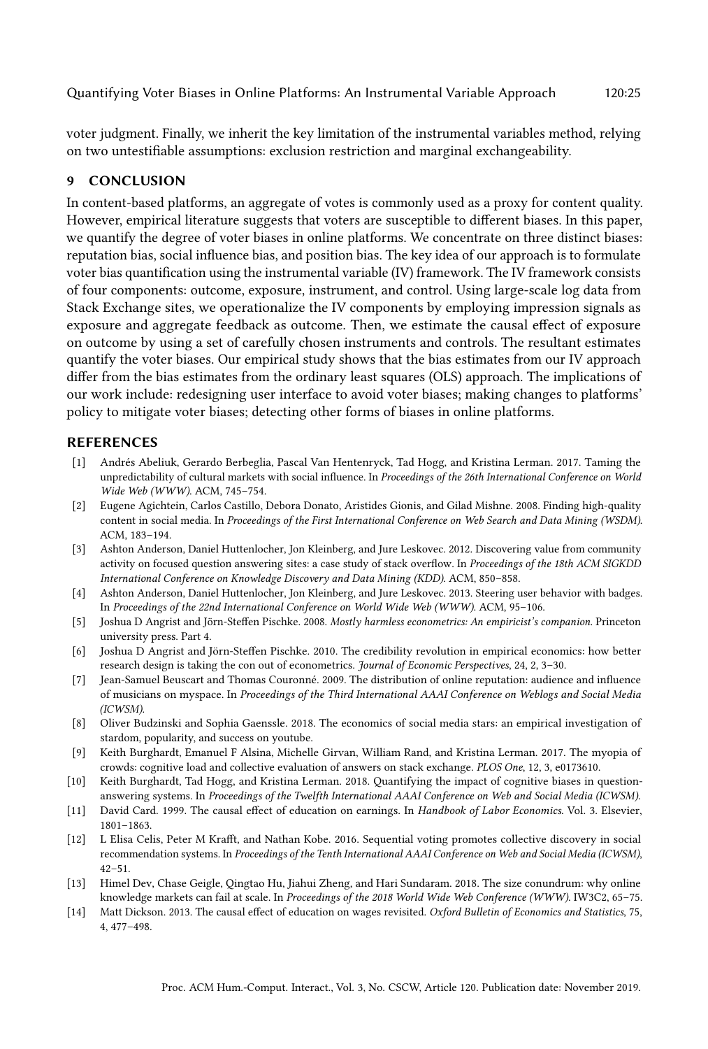voter judgment. Finally, we inherit the key limitation of the instrumental variables method, relying on two untestifiable assumptions: exclusion restriction and marginal exchangeability.

## 9 CONCLUSION

In content-based platforms, an aggregate of votes is commonly used as a proxy for content quality. However, empirical literature suggests that voters are susceptible to different biases. In this paper, we quantify the degree of voter biases in online platforms. We concentrate on three distinct biases: reputation bias, social influence bias, and position bias. The key idea of our approach is to formulate voter bias quantification using the instrumental variable (IV) framework. The IV framework consists of four components: outcome, exposure, instrument, and control. Using large-scale log data from Stack Exchange sites, we operationalize the IV components by employing impression signals as exposure and aggregate feedback as outcome. Then, we estimate the causal effect of exposure on outcome by using a set of carefully chosen instruments and controls. The resultant estimates quantify the voter biases. Our empirical study shows that the bias estimates from our IV approach differ from the bias estimates from the ordinary least squares (OLS) approach. The implications of our work include: redesigning user interface to avoid voter biases; making changes to platforms' policy to mitigate voter biases; detecting other forms of biases in online platforms.

## REFERENCES

- [1] Andrés Abeliuk, Gerardo Berbeglia, Pascal Van Hentenryck, Tad Hogg, and Kristina Lerman. 2017. Taming the unpredictability of cultural markets with social influence. In *Proceedings of the 26th International Conference on World Wide Web (WWW)*. ACM, 745–754.
- [2] Eugene Agichtein, Carlos Castillo, Debora Donato, Aristides Gionis, and Gilad Mishne. 2008. Finding high-quality content in social media. In *Proceedings of the First International Conference on Web Search and Data Mining (WSDM)*. ACM, 183–194.
- [3] Ashton Anderson, Daniel Huttenlocher, Jon Kleinberg, and Jure Leskovec. 2012. Discovering value from community activity on focused question answering sites: a case study of stack overflow. In *Proceedings of the 18th ACM SIGKDD International Conference on Knowledge Discovery and Data Mining (KDD)*. ACM, 850–858.
- [4] Ashton Anderson, Daniel Huttenlocher, Jon Kleinberg, and Jure Leskovec. 2013. Steering user behavior with badges. In *Proceedings of the 22nd International Conference on World Wide Web (WWW)*. ACM, 95–106.
- [5] Joshua D Angrist and Jörn-Steffen Pischke. 2008. *Mostly harmless econometrics: An empiricist's companion*. Princeton university press. Part 4.
- [6] Joshua D Angrist and Jörn-Steffen Pischke. 2010. The credibility revolution in empirical economics: how better research design is taking the con out of econometrics. *Journal of Economic Perspectives*, 24, 2, 3–30.
- [7] Jean-Samuel Beuscart and Thomas Couronné. 2009. The distribution of online reputation: audience and influence of musicians on myspace. In *Proceedings of the Third International AAAI Conference on Weblogs and Social Media (ICWSM)*.
- [8] Oliver Budzinski and Sophia Gaenssle. 2018. The economics of social media stars: an empirical investigation of stardom, popularity, and success on youtube.
- [9] Keith Burghardt, Emanuel F Alsina, Michelle Girvan, William Rand, and Kristina Lerman. 2017. The myopia of crowds: cognitive load and collective evaluation of answers on stack exchange. *PLOS One*, 12, 3, e0173610.
- [10] Keith Burghardt, Tad Hogg, and Kristina Lerman. 2018. Quantifying the impact of cognitive biases in question-answering systems. In *Proceedings of the Twelfth International AAAI Conference on Web and Social Media (ICWSM)*.
- [11] David Card. 1999. The causal effect of education on earnings. In *Handbook of Labor Economics*. Vol. 3. Elsevier, 1801–1863.
- [12] L Elisa Celis, Peter M Krafft, and Nathan Kobe. 2016. Sequential voting promotes collective discovery in social recommendation systems. In *Proceedings of the Tenth International AAAI Conference on Web and Social Media (ICWSM)*, 42–51.
- [13] Himel Dev, Chase Geigle, Qingtao Hu, Jiahui Zheng, and Hari Sundaram. 2018. The size conundrum: why online knowledge markets can fail at scale. In *Proceedings of the 2018 World Wide Web Conference (WWW)*. IW3C2, 65–75.
- [14] Matt Dickson. 2013. The causal effect of education on wages revisited. *Oxford Bulletin of Economics and Statistics*, 75, 4, 477–498.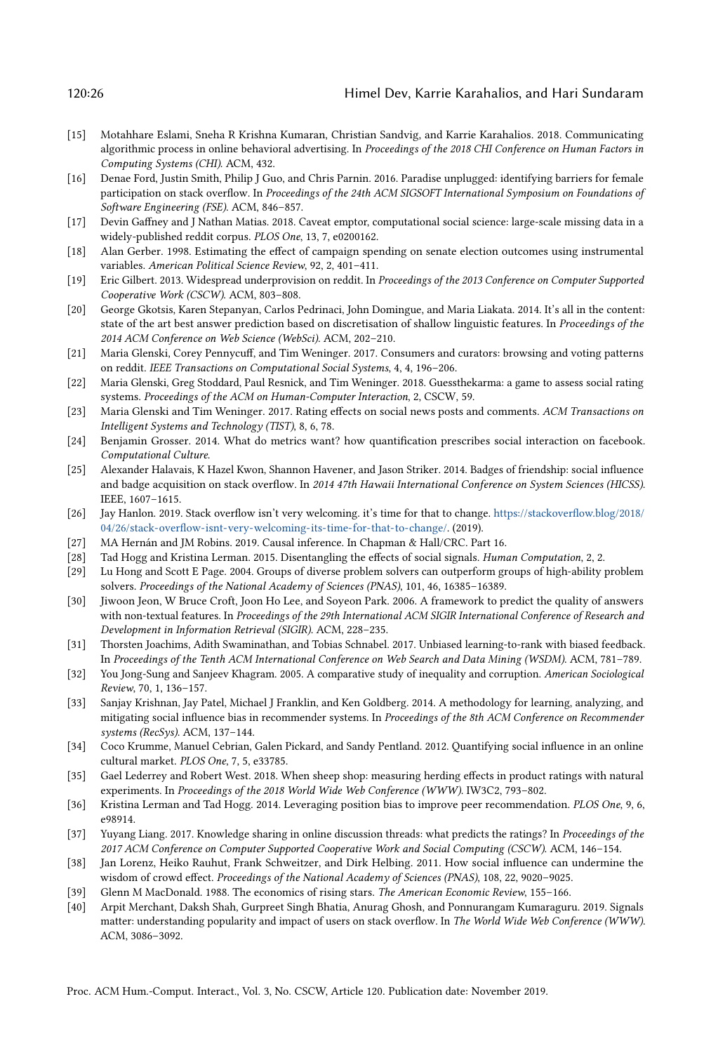- [15] Motahhare Eslami, Sneha R Krishna Kumaran, Christian Sandvig, and Karrie Karahalios. 2018. Communicating algorithmic process in online behavioral advertising. In *Proceedings of the 2018 CHI Conference on Human Factors in Computing Systems (CHI)*. ACM, 432.
- [16] Denae Ford, Justin Smith, Philip J Guo, and Chris Parnin. 2016. Paradise unplugged: identifying barriers for female participation on stack overflow. In *Proceedings of the 24th ACM SIGSOFT International Symposium on Foundations of Software Engineering (FSE)*. ACM, 846–857.
- [17] Devin Gaffney and J Nathan Matias. 2018. Caveat emptor, computational social science: large-scale missing data in a widely-published reddit corpus. *PLOS One*, 13, 7, e0200162.
- [18] Alan Gerber. 1998. Estimating the effect of campaign spending on senate election outcomes using instrumental variables. *American Political Science Review*, 92, 2, 401–411.
- [19] Eric Gilbert. 2013. Widespread underprovision on reddit. In *Proceedings of the 2013 Conference on Computer Supported Cooperative Work (CSCW)*. ACM, 803–808.
- [20] George Gkotsis, Karen Stepanyan, Carlos Pedrinaci, John Domingue, and Maria Liakata. 2014. It's all in the content: state of the art best answer prediction based on discretisation of shallow linguistic features. In *Proceedings of the 2014 ACM Conference on Web Science (WebSci)*. ACM, 202–210.
- [21] Maria Glenski, Corey Pennycuff, and Tim Weninger. 2017. Consumers and curators: browsing and voting patterns on reddit. *IEEE Transactions on Computational Social Systems*, 4, 4, 196–206.
- [22] Maria Glenski, Greg Stoddard, Paul Resnick, and Tim Weninger. 2018. Guessthekarma: a game to assess social rating systems. *Proceedings of the ACM on Human-Computer Interaction*, 2, CSCW, 59.
- [23] Maria Glenski and Tim Weninger. 2017. Rating effects on social news posts and comments. *ACM Transactions on Intelligent Systems and Technology (TIST)*, 8, 6, 78.
- [24] Benjamin Grosser. 2014. What do metrics want? how quantification prescribes social interaction on facebook. *Computational Culture*.
- [25] Alexander Halavais, K Hazel Kwon, Shannon Havener, and Jason Striker. 2014. Badges of friendship: social influence and badge acquisition on stack overflow. In *2014 47th Hawaii International Conference on System Sciences (HICSS)*. IEEE, 1607–1615.
- [26] Jay Hanlon. 2019. Stack overflow isn't very welcoming. it's time for that to change. https://stackoverflow.blog/2018/04/26/stack-overflow-isnt-very-welcoming-its-time-for-that-to-change/. (2019).
- [27] MA Hernán and JM Robins. 2019. Causal inference. In Chapman & Hall/CRC. Part 16.
- [28] Tad Hogg and Kristina Lerman. 2015. Disentangling the effects of social signals. *Human Computation*, 2, 2.
- [29] Lu Hong and Scott E Page. 2004. Groups of diverse problem solvers can outperform groups of high-ability problem solvers. *Proceedings of the National Academy of Sciences (PNAS)*, 101, 46, 16385–16389.
- [30] Jiwoon Jeon, W Bruce Croft, Joon Ho Lee, and Soyeon Park. 2006. A framework to predict the quality of answers with non-textual features. In *Proceedings of the 29th International ACM SIGIR International Conference of Research and Development in Information Retrieval (SIGIR)*. ACM, 228–235.
- [31] Thorsten Joachims, Adith Swaminathan, and Tobias Schnabel. 2017. Unbiased learning-to-rank with biased feedback. In *Proceedings of the Tenth ACM International Conference on Web Search and Data Mining (WSDM)*. ACM, 781–789.
- [32] You Jong-Sung and Sanjeev Khagram. 2005. A comparative study of inequality and corruption. *American Sociological Review*, 70, 1, 136–157.
- [33] Sanjay Krishnan, Jay Patel, Michael J Franklin, and Ken Goldberg. 2014. A methodology for learning, analyzing, and mitigating social influence bias in recommender systems. In *Proceedings of the 8th ACM Conference on Recommender systems (RecSys)*. ACM, 137–144.
- [34] Coco Krumme, Manuel Cebrian, Galen Pickard, and Sandy Pentland. 2012. Quantifying social influence in an online cultural market. *PLOS One*, 7, 5, e33785.
- [35] Gael Lederrey and Robert West. 2018. When sheep shop: measuring herding effects in product ratings with natural experiments. In *Proceedings of the 2018 World Wide Web Conference (WWW)*. IW3C2, 793–802.
- [36] Kristina Lerman and Tad Hogg. 2014. Leveraging position bias to improve peer recommendation. *PLOS One*, 9, 6, e98914.
- [37] Yuyang Liang. 2017. Knowledge sharing in online discussion threads: what predicts the ratings? In *Proceedings of the 2017 ACM Conference on Computer Supported Cooperative Work and Social Computing (CSCW)*. ACM, 146–154.
- [38] Jan Lorenz, Heiko Rauhut, Frank Schweitzer, and Dirk Helbing. 2011. How social influence can undermine the wisdom of crowd effect. *Proceedings of the National Academy of Sciences (PNAS)*, 108, 22, 9020–9025.
- [39] Glenn M MacDonald. 1988. The economics of rising stars. *The American Economic Review*, 155–166.
- [40] Arpit Merchant, Daksh Shah, Gurpreet Singh Bhatia, Anurag Ghosh, and Ponnurangam Kumaraguru. 2019. Signals matter: understanding popularity and impact of users on stack overflow. In *The World Wide Web Conference (WWW)*. ACM, 3086–3092.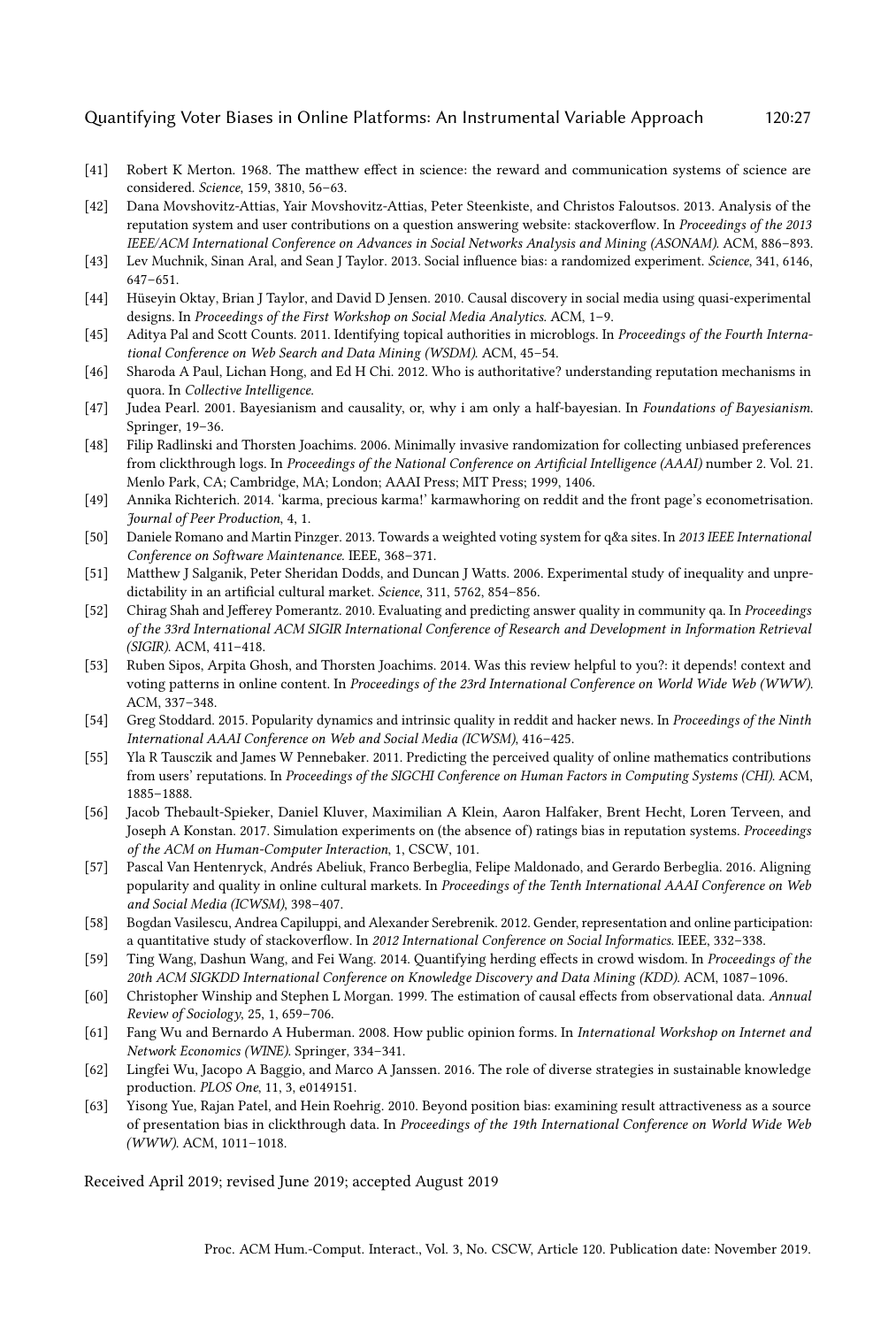[41] Robert K Merton. 1968. The matthew effect in science: the reward and communication systems of science are considered. *Science*, 159, 3810, 56–63.

[42] Dana Movshovitz-Attias, Yair Movshovitz-Attias, Peter Steenkiste, and Christos Faloutsos. 2013. Analysis of the reputation system and user contributions on a question answering website: stackoverflow. In *Proceedings of the 2013 IEEE/ACM International Conference on Advances in Social Networks Analysis and Mining (ASONAM)*. ACM, 886–893.

[43] Lev Muchnik, Sinan Aral, and Sean J Taylor. 2013. Social influence bias: a randomized experiment. *Science*, 341, 6146, 647–651.

[44] Hüseyin Oktay, Brian J Taylor, and David D Jensen. 2010. Causal discovery in social media using quasi-experimental designs. In *Proceedings of the First Workshop on Social Media Analytics*. ACM, 1–9.

[45] Aditya Pal and Scott Counts. 2011. Identifying topical authorities in microblogs. In *Proceedings of the Fourth International Conference on Web Search and Data Mining (WSDM)*. ACM, 45–54.

[46] Sharoda A Paul, Lichan Hong, and Ed H Chi. 2012. Who is authoritative? understanding reputation mechanisms in quora. In *Collective Intelligence*.

[47] Judea Pearl. 2001. Bayesianism and causality, or, why i am only a half-bayesian. In *Foundations of Bayesianism*. Springer, 19–36.

[48] Filip Radlinski and Thorsten Joachims. 2006. Minimally invasive randomization for collecting unbiased preferences from clickthrough logs. In *Proceedings of the National Conference on Artificial Intelligence (AAAI)* number 2. Vol. 21. Menlo Park, CA; Cambridge, MA; London; AAAI Press; MIT Press; 1999, 1406.

[49] Annika Richterich. 2014. 'karma, precious karma!' karmawhoring on reddit and the front page's econometrisation. *Journal of Peer Production*, 4, 1.

[50] Daniele Romano and Martin Pinzger. 2013. Towards a weighted voting system for q&a sites. In *2013 IEEE International Conference on Software Maintenance*. IEEE, 368–371.

[51] Matthew J Salganik, Peter Sheridan Dodds, and Duncan J Watts. 2006. Experimental study of inequality and unpredictability in an artificial cultural market. *Science*, 311, 5762, 854–856.

[52] Chirag Shah and Jefferey Pomerantz. 2010. Evaluating and predicting answer quality in community qa. In *Proceedings of the 33rd International ACM SIGIR International Conference of Research and Development in Information Retrieval (SIGIR)*. ACM, 411–418.

[53] Ruben Sipos, Arpita Ghosh, and Thorsten Joachims. 2014. Was this review helpful to you?: it depends! context and voting patterns in online content. In *Proceedings of the 23rd International Conference on World Wide Web (WWW)*. ACM, 337–348.

[54] Greg Stoddard. 2015. Popularity dynamics and intrinsic quality in reddit and hacker news. In *Proceedings of the Ninth International AAAI Conference on Web and Social Media (ICWSM)*, 416–425.

[55] Yla R Tausczik and James W Pennebaker. 2011. Predicting the perceived quality of online mathematics contributions from users' reputations. In *Proceedings of the SIGCHI Conference on Human Factors in Computing Systems (CHI)*. ACM, 1885–1888.

[56] Jacob Thebault-Spieker, Daniel Kluver, Maximilian A Klein, Aaron Halfaker, Brent Hecht, Loren Terveen, and Joseph A Konstan. 2017. Simulation experiments on (the absence of) ratings bias in reputation systems. *Proceedings of the ACM on Human-Computer Interaction*, 1, CSCW, 101.

[57] Pascal Van Hentenryck, Andrés Abeliuk, Franco Berbeglia, Felipe Maldonado, and Gerardo Berbeglia. 2016. Aligning popularity and quality in online cultural markets. In *Proceedings of the Tenth International AAAI Conference on Web and Social Media (ICWSM)*, 398–407.

[58] Bogdan Vasilescu, Andrea Capiluppi, and Alexander Serebrenik. 2012. Gender, representation and online participation: a quantitative study of stackoverflow. In *2012 International Conference on Social Informatics*. IEEE, 332–338.

[59] Ting Wang, Dashun Wang, and Fei Wang. 2014. Quantifying herding effects in crowd wisdom. In *Proceedings of the 20th ACM SIGKDD International Conference on Knowledge Discovery and Data Mining (KDD)*. ACM, 1087–1096.

[60] Christopher Winship and Stephen L Morgan. 1999. The estimation of causal effects from observational data. *Annual Review of Sociology*, 25, 1, 659–706.

[61] Fang Wu and Bernardo A Huberman. 2008. How public opinion forms. In *International Workshop on Internet and Network Economics (WINE)*. Springer, 334–341.

[62] Lingfei Wu, Jacopo A Baggio, and Marco A Janssen. 2016. The role of diverse strategies in sustainable knowledge production. *PLOS One*, 11, 3, e0149151.

[63] Yisong Yue, Rajan Patel, and Hein Roehrig. 2010. Beyond position bias: examining result attractiveness as a source of presentation bias in clickthrough data. In *Proceedings of the 19th International Conference on World Wide Web (WWW)*. ACM, 1011–1018.

Received April 2019; revised June 2019; accepted August 2019